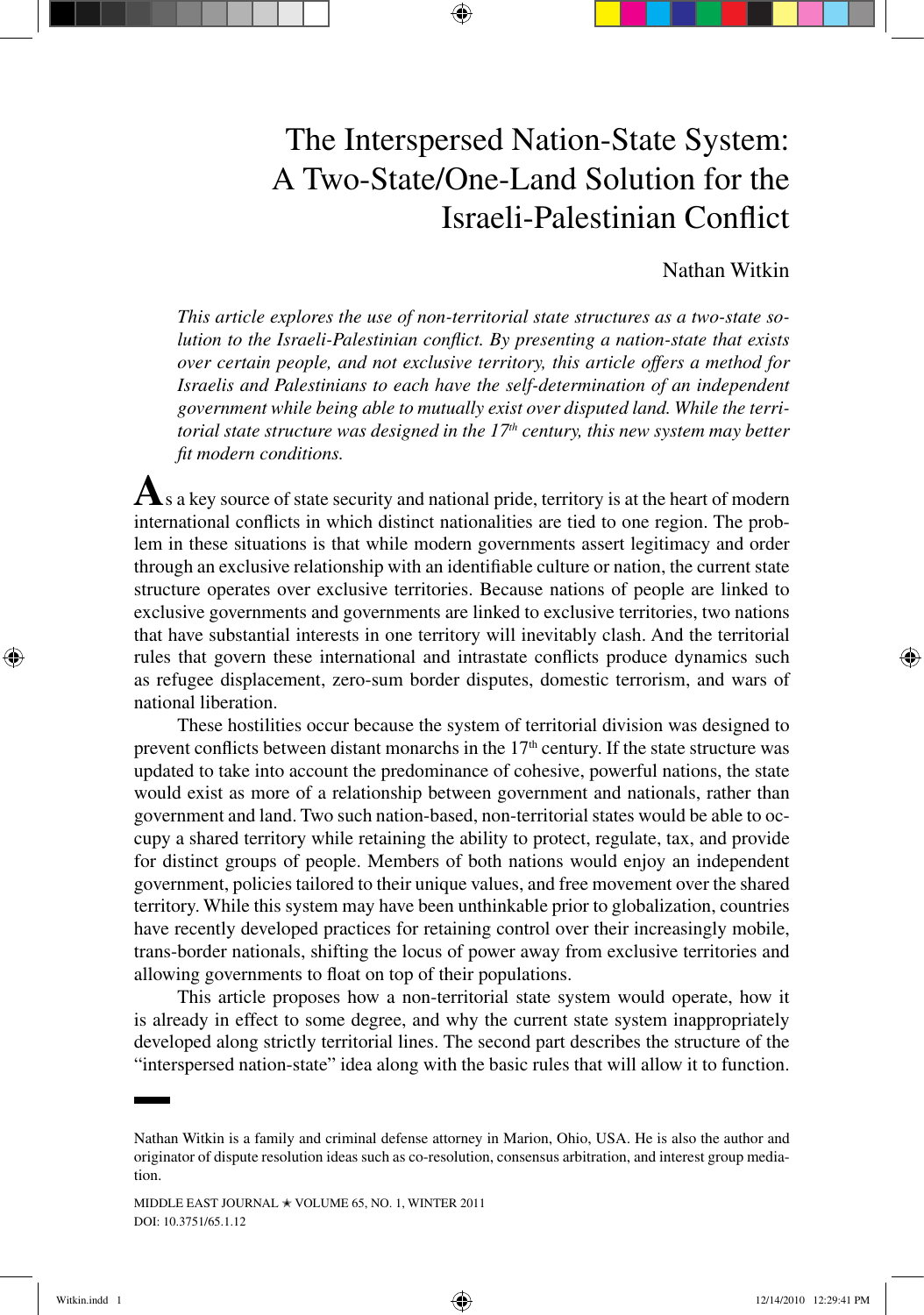# The Interspersed Nation-State System: A Two-State/One-Land Solution for the Israeli-Palestinian Conflict

Nathan Witkin

*This article explores the use of non-territorial state structures as a two-state solution to the Israeli-Palestinian conflict. By presenting a nation-state that exists over certain people, and not exclusive territory, this article offers a method for Israelis and Palestinians to each have the self-determination of an independent government while being able to mutually exist over disputed land. While the territorial state structure was designed in the 17th century, this new system may better fit modern conditions.*

As a key source of state security and national pride, territory is at the heart of modern international conflicts in which distinct nationalities are tied to one region. The problem in these situations is that while modern governments assert legitimacy and order through an exclusive relationship with an identifiable culture or nation, the current state structure operates over exclusive territories. Because nations of people are linked to exclusive governments and governments are linked to exclusive territories, two nations that have substantial interests in one territory will inevitably clash. And the territorial rules that govern these international and intrastate conflicts produce dynamics such as refugee displacement, zero-sum border disputes, domestic terrorism, and wars of national liberation.

These hostilities occur because the system of territorial division was designed to prevent conflicts between distant monarchs in the 17th century. If the state structure was updated to take into account the predominance of cohesive, powerful nations, the state would exist as more of a relationship between government and nationals, rather than government and land. Two such nation-based, non-territorial states would be able to occupy a shared territory while retaining the ability to protect, regulate, tax, and provide for distinct groups of people. Members of both nations would enjoy an independent government, policies tailored to their unique values, and free movement over the shared territory. While this system may have been unthinkable prior to globalization, countries have recently developed practices for retaining control over their increasingly mobile, trans-border nationals, shifting the locus of power away from exclusive territories and allowing governments to float on top of their populations.

This article proposes how a non-territorial state system would operate, how it is already in effect to some degree, and why the current state system inappropriately developed along strictly territorial lines. The second part describes the structure of the "interspersed nation-state" idea along with the basic rules that will allow it to function.

---

Nathan Witkin is a family and criminal defense attorney in Marion, Ohio, USA. He is also the author and originator of dispute resolution ideas such as co-resolution, consensus arbitration, and interest group mediation.

MIDDLE EAST JOURNAL ★ VOLUME 65, NO. 1, WINTER 2011
DOI: 10.3751/65.1.12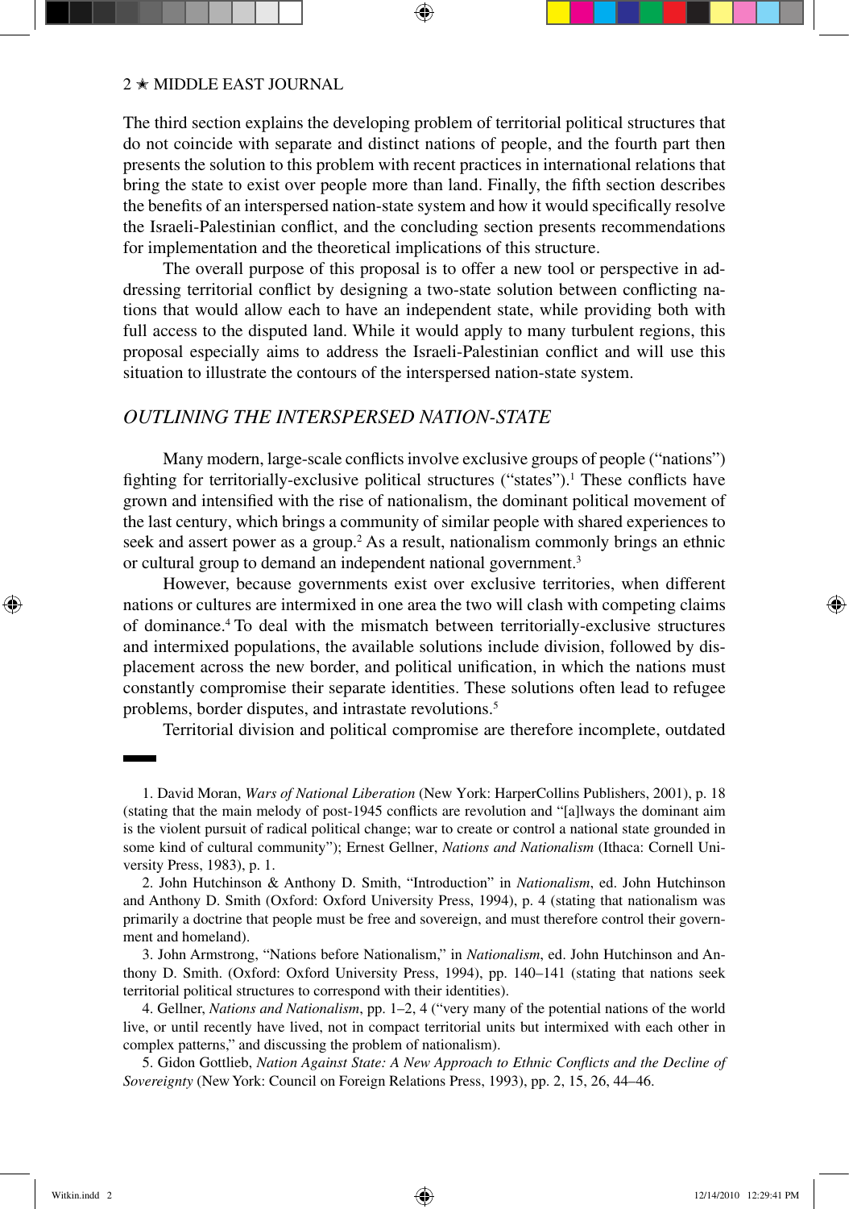The third section explains the developing problem of territorial political structures that do not coincide with separate and distinct nations of people, and the fourth part then presents the solution to this problem with recent practices in international relations that bring the state to exist over people more than land. Finally, the fifth section describes the benefits of an interspersed nation-state system and how it would specifically resolve the Israeli-Palestinian conflict, and the concluding section presents recommendations for implementation and the theoretical implications of this structure.

The overall purpose of this proposal is to offer a new tool or perspective in addressing territorial conflict by designing a two-state solution between conflicting nations that would allow each to have an independent state, while providing both with full access to the disputed land. While it would apply to many turbulent regions, this proposal especially aims to address the Israeli-Palestinian conflict and will use this situation to illustrate the contours of the interspersed nation-state system.

## *OUTLINING THE INTERSPERSED NATION-STATE*

Many modern, large-scale conflicts involve exclusive groups of people ("nations") fighting for territorially-exclusive political structures ("states").[1] These conflicts have grown and intensified with the rise of nationalism, the dominant political movement of the last century, which brings a community of similar people with shared experiences to seek and assert power as a group.[2] As a result, nationalism commonly brings an ethnic or cultural group to demand an independent national government.[3]

However, because governments exist over exclusive territories, when different nations or cultures are intermixed in one area the two will clash with competing claims of dominance.[4] To deal with the mismatch between territorially-exclusive structures and intermixed populations, the available solutions include division, followed by displacement across the new border, and political unification, in which the nations must constantly compromise their separate identities. These solutions often lead to refugee problems, border disputes, and intrastate revolutions.[5]

Territorial division and political compromise are therefore incomplete, outdated

---

1. David Moran, *Wars of National Liberation* (New York: HarperCollins Publishers, 2001), p. 18 (stating that the main melody of post-1945 conflicts are revolution and "[a]lways the dominant aim is the violent pursuit of radical political change; war to create or control a national state grounded in some kind of cultural community"); Ernest Gellner, *Nations and Nationalism* (Ithaca: Cornell University Press, 1983), p. 1.

2. John Hutchinson & Anthony D. Smith, "Introduction" in *Nationalism*, ed. John Hutchinson and Anthony D. Smith (Oxford: Oxford University Press, 1994), p. 4 (stating that nationalism was primarily a doctrine that people must be free and sovereign, and must therefore control their government and homeland).

3. John Armstrong, "Nations before Nationalism," in *Nationalism*, ed. John Hutchinson and Anthony D. Smith. (Oxford: Oxford University Press, 1994), pp. 140–141 (stating that nations seek territorial political structures to correspond with their identities).

4. Gellner, *Nations and Nationalism*, pp. 1–2, 4 ("very many of the potential nations of the world live, or until recently have lived, not in compact territorial units but intermixed with each other in complex patterns," and discussing the problem of nationalism).

5. Gidon Gottlieb, *Nation Against State: A New Approach to Ethnic Conflicts and the Decline of Sovereignty* (New York: Council on Foreign Relations Press, 1993), pp. 2, 15, 26, 44–46.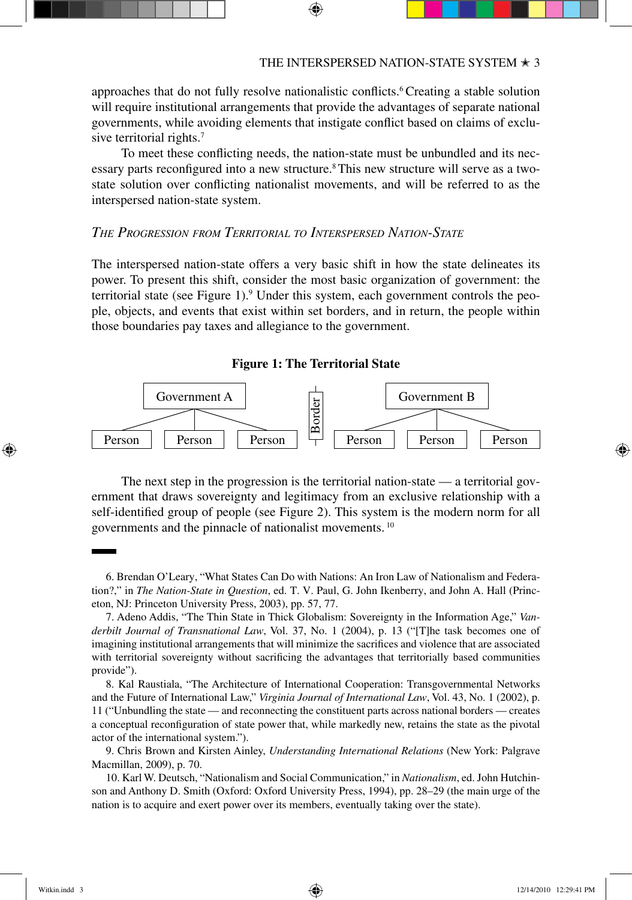approaches that do not fully resolve nationalistic conflicts.[6] Creating a stable solution will require institutional arrangements that provide the advantages of separate national governments, while avoiding elements that instigate conflict based on claims of exclusive territorial rights.[7]

To meet these conflicting needs, the nation-state must be unbundled and its necessary parts reconfigured into a new structure.[8] This new structure will serve as a two-state solution over conflicting nationalist movements, and will be referred to as the interspersed nation-state system.

### *The Progression from Territorial to Interspersed Nation-State*

The interspersed nation-state offers a very basic shift in how the state delineates its power. To present this shift, consider the most basic organization of government: the territorial state (see Figure 1).[9] Under this system, each government controls the people, objects, and events that exist within set borders, and in return, the people within those boundaries pay taxes and allegiance to the government.

**Figure 1: The Territorial State**

```
          Government A                 |        Government B
        /      |      \              Border    /      |      \
   Person   Person   Person            |    Person   Person   Person
```

The next step in the progression is the territorial nation-state — a territorial government that draws sovereignty and legitimacy from an exclusive relationship with a self-identified group of people (see Figure 2). This system is the modern norm for all governments and the pinnacle of nationalist movements.[10]

---

6. Brendan O'Leary, "What States Can Do with Nations: An Iron Law of Nationalism and Federation?," in *The Nation-State in Question*, ed. T. V. Paul, G. John Ikenberry, and John A. Hall (Princeton, NJ: Princeton University Press, 2003), pp. 57, 77.

7. Adeno Addis, "The Thin State in Thick Globalism: Sovereignty in the Information Age," *Vanderbilt Journal of Transnational Law*, Vol. 37, No. 1 (2004), p. 13 ("[T]he task becomes one of imagining institutional arrangements that will minimize the sacrifices and violence that are associated with territorial sovereignty without sacrificing the advantages that territorially based communities provide").

8. Kal Raustiala, "The Architecture of International Cooperation: Transgovernmental Networks and the Future of International Law," *Virginia Journal of International Law*, Vol. 43, No. 1 (2002), p. 11 ("Unbundling the state — and reconnecting the constituent parts across national borders — creates a conceptual reconfiguration of state power that, while markedly new, retains the state as the pivotal actor of the international system.").

9. Chris Brown and Kirsten Ainley, *Understanding International Relations* (New York: Palgrave Macmillan, 2009), p. 70.

10. Karl W. Deutsch, "Nationalism and Social Communication," in *Nationalism*, ed. John Hutchinson and Anthony D. Smith (Oxford: Oxford University Press, 1994), pp. 28–29 (the main urge of the nation is to acquire and exert power over its members, eventually taking over the state).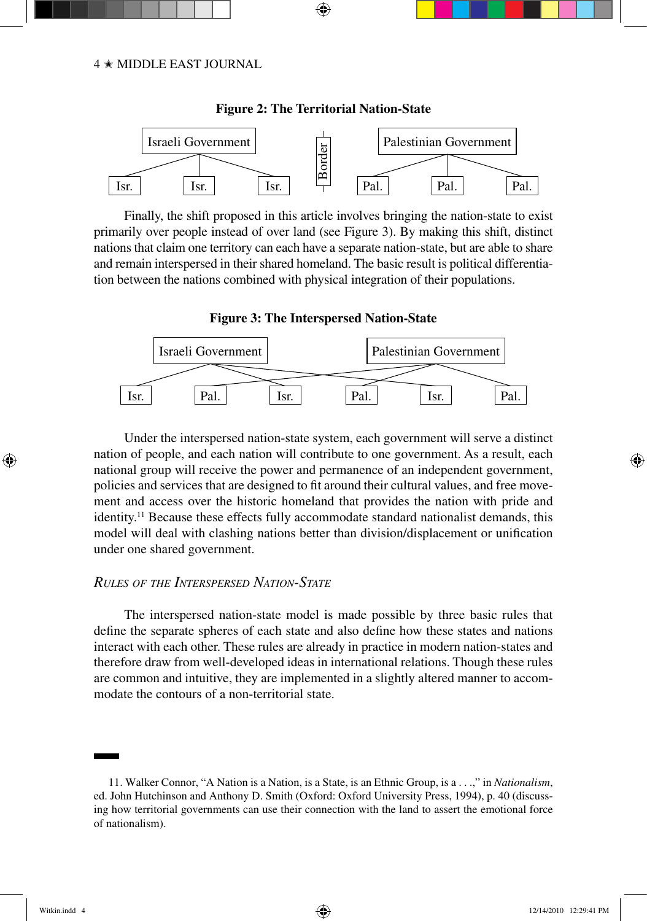**Figure 2: The Territorial Nation-State**

Israeli Government — Isr. Isr. Isr. | Border | Palestinian Government — Pal. Pal. Pal.

Finally, the shift proposed in this article involves bringing the nation-state to exist primarily over people instead of over land (see Figure 3). By making this shift, distinct nations that claim one territory can each have a separate nation-state, but are able to share and remain interspersed in their shared homeland. The basic result is political differentiation between the nations combined with physical integration of their populations.

**Figure 3: The Interspersed Nation-State**

Israeli Government — Palestinian Government

Isr. Pal. Isr. Pal. Isr. Pal.

Under the interspersed nation-state system, each government will serve a distinct nation of people, and each nation will contribute to one government. As a result, each national group will receive the power and permanence of an independent government, policies and services that are designed to fit around their cultural values, and free movement and access over the historic homeland that provides the nation with pride and identity.[11] Because these effects fully accommodate standard nationalist demands, this model will deal with clashing nations better than division/displacement or unification under one shared government.

## *Rules of the Interspersed Nation-State*

The interspersed nation-state model is made possible by three basic rules that define the separate spheres of each state and also define how these states and nations interact with each other. These rules are already in practice in modern nation-states and therefore draw from well-developed ideas in international relations. Though these rules are common and intuitive, they are implemented in a slightly altered manner to accommodate the contours of a non-territorial state.

---

11. Walker Connor, "A Nation is a Nation, is a State, is an Ethnic Group, is a . . .," in *Nationalism*, ed. John Hutchinson and Anthony D. Smith (Oxford: Oxford University Press, 1994), p. 40 (discussing how territorial governments can use their connection with the land to assert the emotional force of nationalism).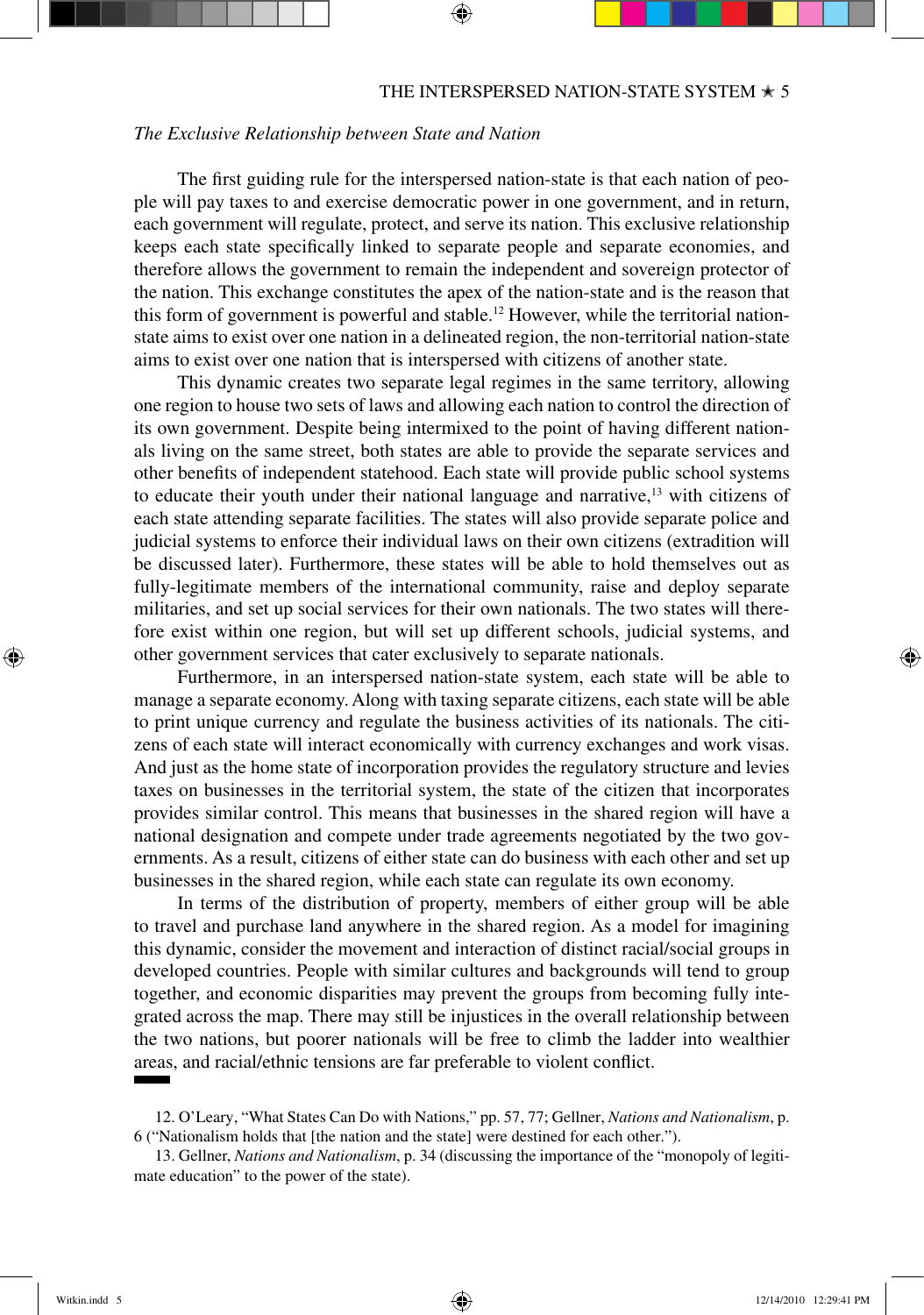*The Exclusive Relationship between State and Nation*

The first guiding rule for the interspersed nation-state is that each nation of people will pay taxes to and exercise democratic power in one government, and in return, each government will regulate, protect, and serve its nation. This exclusive relationship keeps each state specifically linked to separate people and separate economies, and therefore allows the government to remain the independent and sovereign protector of the nation. This exchange constitutes the apex of the nation-state and is the reason that this form of government is powerful and stable.[12] However, while the territorial nation-state aims to exist over one nation in a delineated region, the non-territorial nation-state aims to exist over one nation that is interspersed with citizens of another state.

This dynamic creates two separate legal regimes in the same territory, allowing one region to house two sets of laws and allowing each nation to control the direction of its own government. Despite being intermixed to the point of having different nationals living on the same street, both states are able to provide the separate services and other benefits of independent statehood. Each state will provide public school systems to educate their youth under their national language and narrative,[13] with citizens of each state attending separate facilities. The states will also provide separate police and judicial systems to enforce their individual laws on their own citizens (extradition will be discussed later). Furthermore, these states will be able to hold themselves out as fully-legitimate members of the international community, raise and deploy separate militaries, and set up social services for their own nationals. The two states will therefore exist within one region, but will set up different schools, judicial systems, and other government services that cater exclusively to separate nationals.

Furthermore, in an interspersed nation-state system, each state will be able to manage a separate economy. Along with taxing separate citizens, each state will be able to print unique currency and regulate the business activities of its nationals. The citizens of each state will interact economically with currency exchanges and work visas. And just as the home state of incorporation provides the regulatory structure and levies taxes on businesses in the territorial system, the state of the citizen that incorporates provides similar control. This means that businesses in the shared region will have a national designation and compete under trade agreements negotiated by the two governments. As a result, citizens of either state can do business with each other and set up businesses in the shared region, while each state can regulate its own economy.

In terms of the distribution of property, members of either group will be able to travel and purchase land anywhere in the shared region. As a model for imagining this dynamic, consider the movement and interaction of distinct racial/social groups in developed countries. People with similar cultures and backgrounds will tend to group together, and economic disparities may prevent the groups from becoming fully integrated across the map. There may still be injustices in the overall relationship between the two nations, but poorer nationals will be free to climb the ladder into wealthier areas, and racial/ethnic tensions are far preferable to violent conflict.

12. O'Leary, "What States Can Do with Nations," pp. 57, 77; Gellner, *Nations and Nationalism*, p. 6 ("Nationalism holds that [the nation and the state] were destined for each other.").

13. Gellner, *Nations and Nationalism*, p. 34 (discussing the importance of the "monopoly of legitimate education" to the power of the state).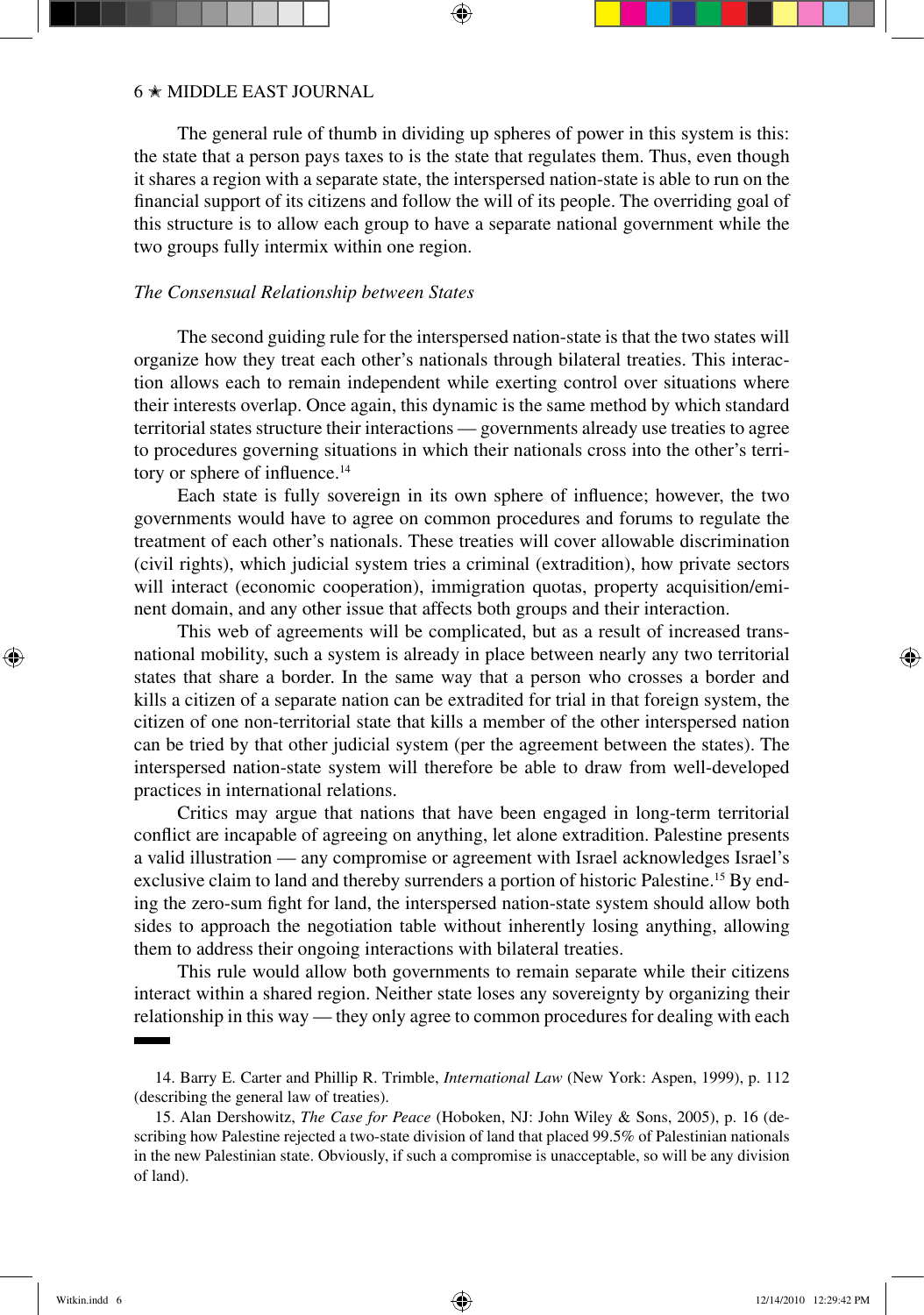The general rule of thumb in dividing up spheres of power in this system is this: the state that a person pays taxes to is the state that regulates them. Thus, even though it shares a region with a separate state, the interspersed nation-state is able to run on the financial support of its citizens and follow the will of its people. The overriding goal of this structure is to allow each group to have a separate national government while the two groups fully intermix within one region.

### *The Consensual Relationship between States*

The second guiding rule for the interspersed nation-state is that the two states will organize how they treat each other's nationals through bilateral treaties. This interaction allows each to remain independent while exerting control over situations where their interests overlap. Once again, this dynamic is the same method by which standard territorial states structure their interactions — governments already use treaties to agree to procedures governing situations in which their nationals cross into the other's territory or sphere of influence.[14]

Each state is fully sovereign in its own sphere of influence; however, the two governments would have to agree on common procedures and forums to regulate the treatment of each other's nationals. These treaties will cover allowable discrimination (civil rights), which judicial system tries a criminal (extradition), how private sectors will interact (economic cooperation), immigration quotas, property acquisition/eminent domain, and any other issue that affects both groups and their interaction.

This web of agreements will be complicated, but as a result of increased transnational mobility, such a system is already in place between nearly any two territorial states that share a border. In the same way that a person who crosses a border and kills a citizen of a separate nation can be extradited for trial in that foreign system, the citizen of one non-territorial state that kills a member of the other interspersed nation can be tried by that other judicial system (per the agreement between the states). The interspersed nation-state system will therefore be able to draw from well-developed practices in international relations.

Critics may argue that nations that have been engaged in long-term territorial conflict are incapable of agreeing on anything, let alone extradition. Palestine presents a valid illustration — any compromise or agreement with Israel acknowledges Israel's exclusive claim to land and thereby surrenders a portion of historic Palestine.[15] By ending the zero-sum fight for land, the interspersed nation-state system should allow both sides to approach the negotiation table without inherently losing anything, allowing them to address their ongoing interactions with bilateral treaties.

This rule would allow both governments to remain separate while their citizens interact within a shared region. Neither state loses any sovereignty by organizing their relationship in this way — they only agree to common procedures for dealing with each

---

14. Barry E. Carter and Phillip R. Trimble, *International Law* (New York: Aspen, 1999), p. 112 (describing the general law of treaties).

15. Alan Dershowitz, *The Case for Peace* (Hoboken, NJ: John Wiley & Sons, 2005), p. 16 (describing how Palestine rejected a two-state division of land that placed 99.5% of Palestinian nationals in the new Palestinian state. Obviously, if such a compromise is unacceptable, so will be any division of land).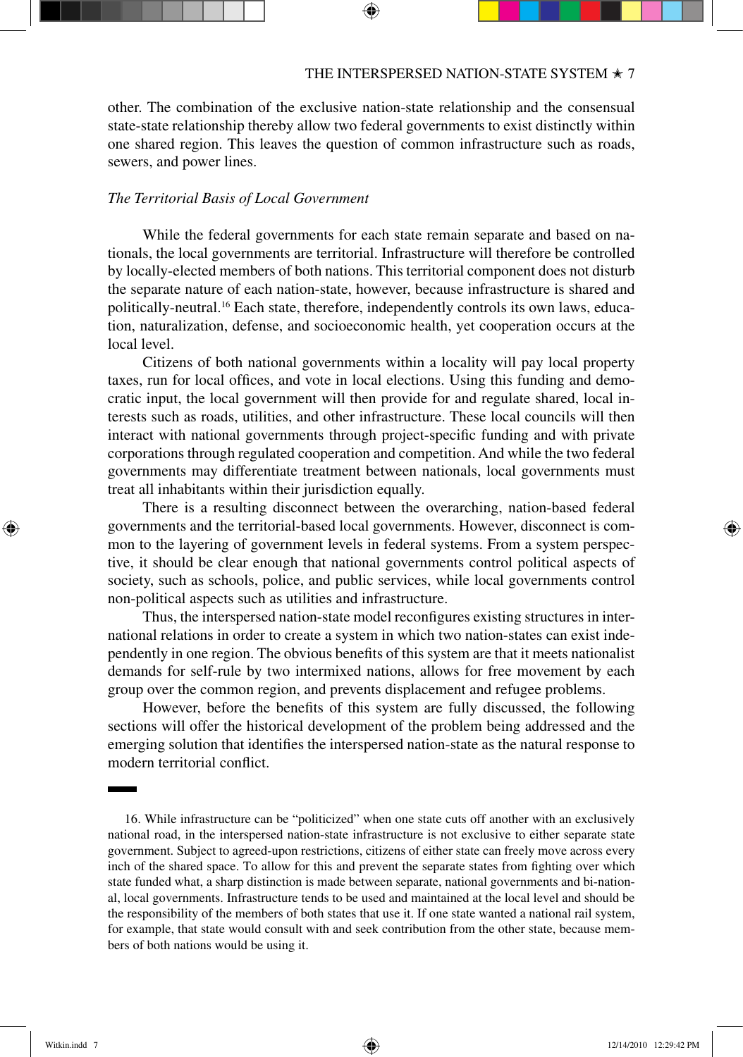other. The combination of the exclusive nation-state relationship and the consensual state-state relationship thereby allow two federal governments to exist distinctly within one shared region. This leaves the question of common infrastructure such as roads, sewers, and power lines.

*The Territorial Basis of Local Government*

While the federal governments for each state remain separate and based on nationals, the local governments are territorial. Infrastructure will therefore be controlled by locally-elected members of both nations. This territorial component does not disturb the separate nature of each nation-state, however, because infrastructure is shared and politically-neutral.[16] Each state, therefore, independently controls its own laws, education, naturalization, defense, and socioeconomic health, yet cooperation occurs at the local level.

Citizens of both national governments within a locality will pay local property taxes, run for local offices, and vote in local elections. Using this funding and democratic input, the local government will then provide for and regulate shared, local interests such as roads, utilities, and other infrastructure. These local councils will then interact with national governments through project-specific funding and with private corporations through regulated cooperation and competition. And while the two federal governments may differentiate treatment between nationals, local governments must treat all inhabitants within their jurisdiction equally.

There is a resulting disconnect between the overarching, nation-based federal governments and the territorial-based local governments. However, disconnect is common to the layering of government levels in federal systems. From a system perspective, it should be clear enough that national governments control political aspects of society, such as schools, police, and public services, while local governments control non-political aspects such as utilities and infrastructure.

Thus, the interspersed nation-state model reconfigures existing structures in international relations in order to create a system in which two nation-states can exist independently in one region. The obvious benefits of this system are that it meets nationalist demands for self-rule by two intermixed nations, allows for free movement by each group over the common region, and prevents displacement and refugee problems.

However, before the benefits of this system are fully discussed, the following sections will offer the historical development of the problem being addressed and the emerging solution that identifies the interspersed nation-state as the natural response to modern territorial conflict.

---

16. While infrastructure can be "politicized" when one state cuts off another with an exclusively national road, in the interspersed nation-state infrastructure is not exclusive to either separate state government. Subject to agreed-upon restrictions, citizens of either state can freely move across every inch of the shared space. To allow for this and prevent the separate states from fighting over which state funded what, a sharp distinction is made between separate, national governments and bi-national, local governments. Infrastructure tends to be used and maintained at the local level and should be the responsibility of the members of both states that use it. If one state wanted a national rail system, for example, that state would consult with and seek contribution from the other state, because members of both nations would be using it.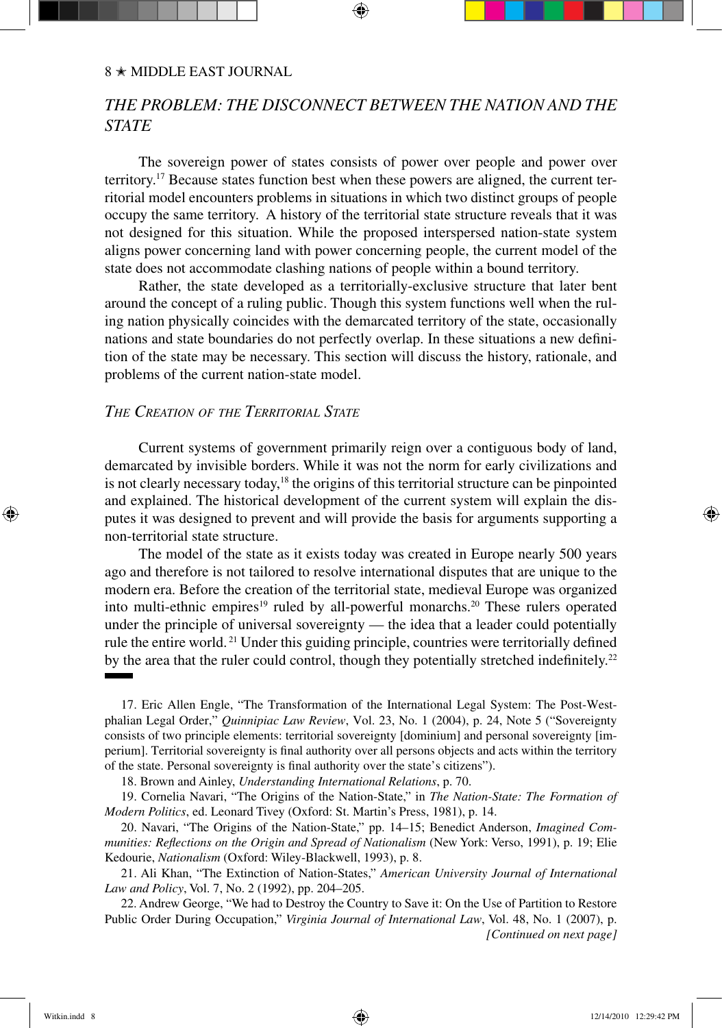## *THE PROBLEM: THE DISCONNECT BETWEEN THE NATION AND THE STATE*

The sovereign power of states consists of power over people and power over territory.[17] Because states function best when these powers are aligned, the current territorial model encounters problems in situations in which two distinct groups of people occupy the same territory. A history of the territorial state structure reveals that it was not designed for this situation. While the proposed interspersed nation-state system aligns power concerning land with power concerning people, the current model of the state does not accommodate clashing nations of people within a bound territory.

Rather, the state developed as a territorially-exclusive structure that later bent around the concept of a ruling public. Though this system functions well when the ruling nation physically coincides with the demarcated territory of the state, occasionally nations and state boundaries do not perfectly overlap. In these situations a new definition of the state may be necessary. This section will discuss the history, rationale, and problems of the current nation-state model.

### *The Creation of the Territorial State*

Current systems of government primarily reign over a contiguous body of land, demarcated by invisible borders. While it was not the norm for early civilizations and is not clearly necessary today,[18] the origins of this territorial structure can be pinpointed and explained. The historical development of the current system will explain the disputes it was designed to prevent and will provide the basis for arguments supporting a non-territorial state structure.

The model of the state as it exists today was created in Europe nearly 500 years ago and therefore is not tailored to resolve international disputes that are unique to the modern era. Before the creation of the territorial state, medieval Europe was organized into multi-ethnic empires[19] ruled by all-powerful monarchs.[20] These rulers operated under the principle of universal sovereignty — the idea that a leader could potentially rule the entire world.[21] Under this guiding principle, countries were territorially defined by the area that the ruler could control, though they potentially stretched indefinitely.[22]

---

17. Eric Allen Engle, "The Transformation of the International Legal System: The Post-Westphalian Legal Order," *Quinnipiac Law Review*, Vol. 23, No. 1 (2004), p. 24, Note 5 ("Sovereignty consists of two principle elements: territorial sovereignty [dominium] and personal sovereignty [imperium]. Territorial sovereignty is final authority over all persons objects and acts within the territory of the state. Personal sovereignty is final authority over the state's citizens").

18. Brown and Ainley, *Understanding International Relations*, p. 70.

19. Cornelia Navari, "The Origins of the Nation-State," in *The Nation-State: The Formation of Modern Politics*, ed. Leonard Tivey (Oxford: St. Martin's Press, 1981), p. 14.

20. Navari, "The Origins of the Nation-State," pp. 14–15; Benedict Anderson, *Imagined Communities: Reflections on the Origin and Spread of Nationalism* (New York: Verso, 1991), p. 19; Elie Kedourie, *Nationalism* (Oxford: Wiley-Blackwell, 1993), p. 8.

21. Ali Khan, "The Extinction of Nation-States," *American University Journal of International Law and Policy*, Vol. 7, No. 2 (1992), pp. 204–205.

22. Andrew George, "We had to Destroy the Country to Save it: On the Use of Partition to Restore Public Order During Occupation," *Virginia Journal of International Law*, Vol. 48, No. 1 (2007), p. *[Continued on next page]*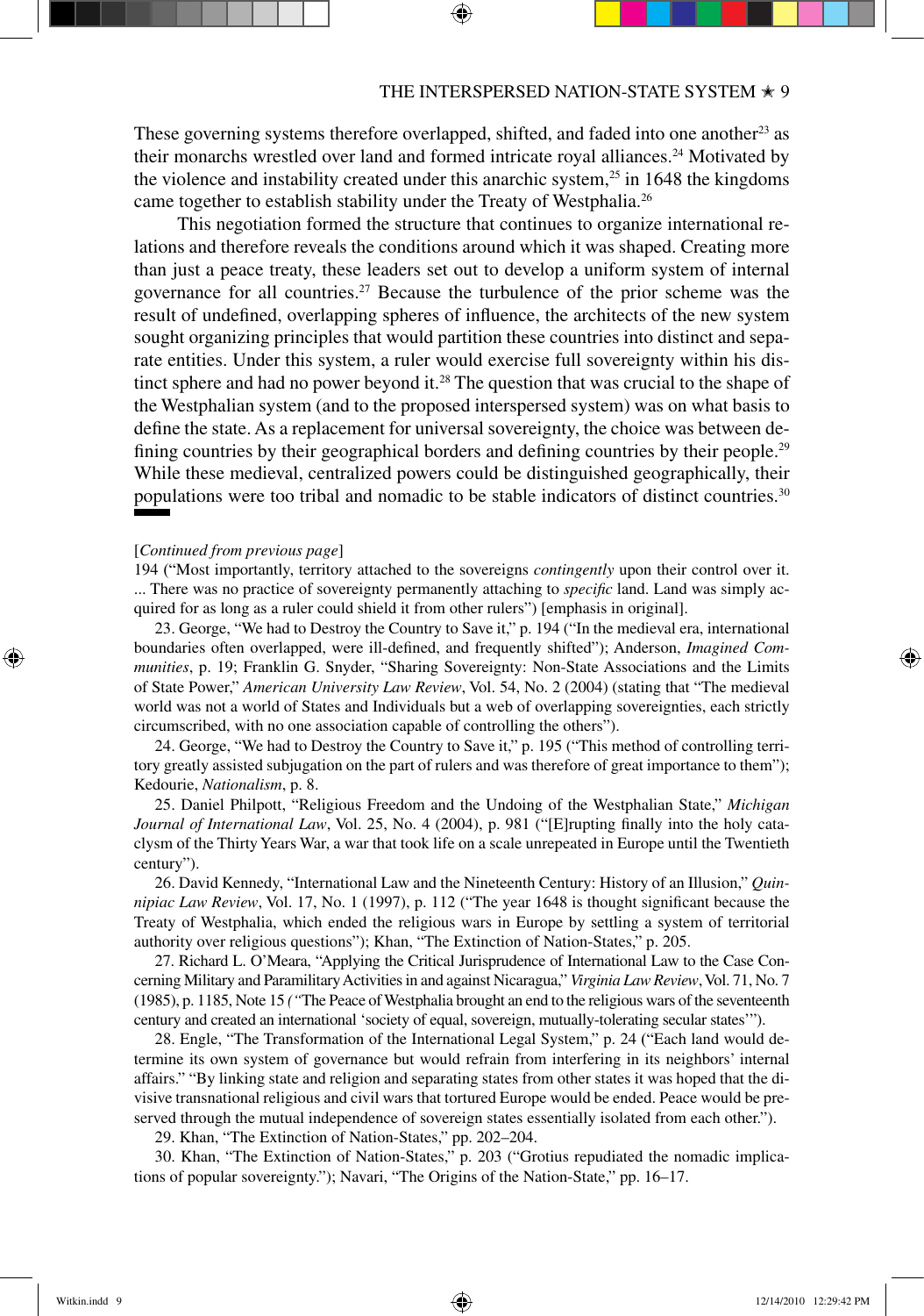These governing systems therefore overlapped, shifted, and faded into one another[23] as their monarchs wrestled over land and formed intricate royal alliances.[24] Motivated by the violence and instability created under this anarchic system,[25] in 1648 the kingdoms came together to establish stability under the Treaty of Westphalia.[26]

This negotiation formed the structure that continues to organize international relations and therefore reveals the conditions around which it was shaped. Creating more than just a peace treaty, these leaders set out to develop a uniform system of internal governance for all countries.[27] Because the turbulence of the prior scheme was the result of undefined, overlapping spheres of influence, the architects of the new system sought organizing principles that would partition these countries into distinct and separate entities. Under this system, a ruler would exercise full sovereignty within his distinct sphere and had no power beyond it.[28] The question that was crucial to the shape of the Westphalian system (and to the proposed interspersed system) was on what basis to define the state. As a replacement for universal sovereignty, the choice was between defining countries by their geographical borders and defining countries by their people.[29] While these medieval, centralized powers could be distinguished geographically, their populations were too tribal and nomadic to be stable indicators of distinct countries.[30]

---

[*Continued from previous page*]
194 ("Most importantly, territory attached to the sovereigns *contingently* upon their control over it. ... There was no practice of sovereignty permanently attaching to *specific* land. Land was simply acquired for as long as a ruler could shield it from other rulers") [emphasis in original].

23. George, "We had to Destroy the Country to Save it," p. 194 ("In the medieval era, international boundaries often overlapped, were ill-defined, and frequently shifted"); Anderson, *Imagined Communities*, p. 19; Franklin G. Snyder, "Sharing Sovereignty: Non-State Associations and the Limits of State Power," *American University Law Review*, Vol. 54, No. 2 (2004) (stating that "The medieval world was not a world of States and Individuals but a web of overlapping sovereignties, each strictly circumscribed, with no one association capable of controlling the others").

24. George, "We had to Destroy the Country to Save it," p. 195 ("This method of controlling territory greatly assisted subjugation on the part of rulers and was therefore of great importance to them"); Kedourie, *Nationalism*, p. 8.

25. Daniel Philpott, "Religious Freedom and the Undoing of the Westphalian State," *Michigan Journal of International Law*, Vol. 25, No. 4 (2004), p. 981 ("[E]rupting finally into the holy cataclysm of the Thirty Years War, a war that took life on a scale unrepeated in Europe until the Twentieth century").

26. David Kennedy, "International Law and the Nineteenth Century: History of an Illusion," *Quinnipiac Law Review*, Vol. 17, No. 1 (1997), p. 112 ("The year 1648 is thought significant because the Treaty of Westphalia, which ended the religious wars in Europe by settling a system of territorial authority over religious questions"); Khan, "The Extinction of Nation-States," p. 205.

27. Richard L. O'Meara, "Applying the Critical Jurisprudence of International Law to the Case Concerning Military and Paramilitary Activities in and against Nicaragua," *Virginia Law Review*, Vol. 71, No. 7 (1985), p. 1185, Note 15 *("*The Peace of Westphalia brought an end to the religious wars of the seventeenth century and created an international 'society of equal, sovereign, mutually-tolerating secular states'").

28. Engle, "The Transformation of the International Legal System," p. 24 ("Each land would determine its own system of governance but would refrain from interfering in its neighbors' internal affairs." "By linking state and religion and separating states from other states it was hoped that the divisive transnational religious and civil wars that tortured Europe would be ended. Peace would be preserved through the mutual independence of sovereign states essentially isolated from each other.").

29. Khan, "The Extinction of Nation-States," pp. 202–204.

30. Khan, "The Extinction of Nation-States," p. 203 ("Grotius repudiated the nomadic implications of popular sovereignty."); Navari, "The Origins of the Nation-State," pp. 16–17.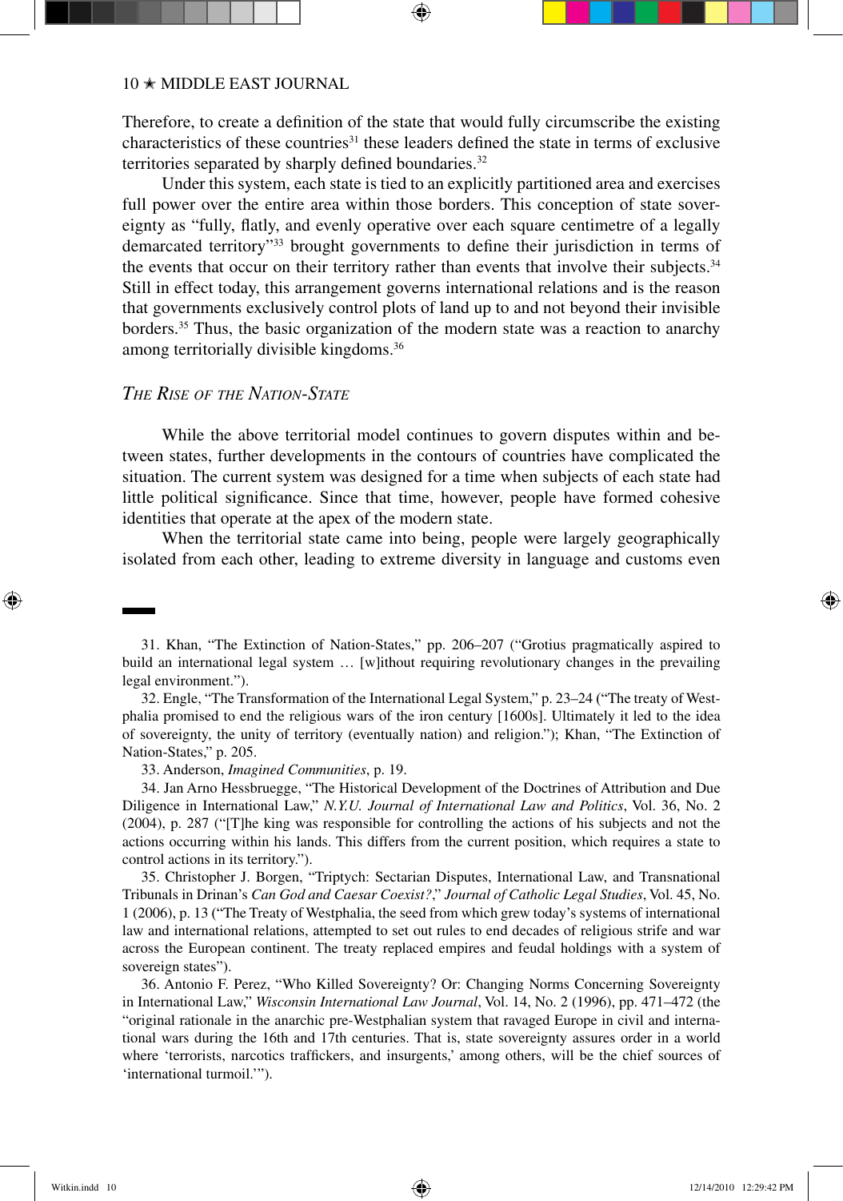Therefore, to create a definition of the state that would fully circumscribe the existing characteristics of these countries[31] these leaders defined the state in terms of exclusive territories separated by sharply defined boundaries.[32]

Under this system, each state is tied to an explicitly partitioned area and exercises full power over the entire area within those borders. This conception of state sovereignty as "fully, flatly, and evenly operative over each square centimetre of a legally demarcated territory"[33] brought governments to define their jurisdiction in terms of the events that occur on their territory rather than events that involve their subjects.[34] Still in effect today, this arrangement governs international relations and is the reason that governments exclusively control plots of land up to and not beyond their invisible borders.[35] Thus, the basic organization of the modern state was a reaction to anarchy among territorially divisible kingdoms.[36]

### *The Rise of the Nation-State*

While the above territorial model continues to govern disputes within and between states, further developments in the contours of countries have complicated the situation. The current system was designed for a time when subjects of each state had little political significance. Since that time, however, people have formed cohesive identities that operate at the apex of the modern state.

When the territorial state came into being, people were largely geographically isolated from each other, leading to extreme diversity in language and customs even

---

31. Khan, "The Extinction of Nation-States," pp. 206–207 ("Grotius pragmatically aspired to build an international legal system … [w]ithout requiring revolutionary changes in the prevailing legal environment.").

32. Engle, "The Transformation of the International Legal System," p. 23–24 ("The treaty of Westphalia promised to end the religious wars of the iron century [1600s]. Ultimately it led to the idea of sovereignty, the unity of territory (eventually nation) and religion."); Khan, "The Extinction of Nation-States," p. 205.

33. Anderson, *Imagined Communities*, p. 19.

34. Jan Arno Hessbruegge, "The Historical Development of the Doctrines of Attribution and Due Diligence in International Law," *N.Y.U. Journal of International Law and Politics*, Vol. 36, No. 2 (2004), p. 287 ("[T]he king was responsible for controlling the actions of his subjects and not the actions occurring within his lands. This differs from the current position, which requires a state to control actions in its territory.").

35. Christopher J. Borgen, "Triptych: Sectarian Disputes, International Law, and Transnational Tribunals in Drinan's *Can God and Caesar Coexist?*," *Journal of Catholic Legal Studies*, Vol. 45, No. 1 (2006), p. 13 ("The Treaty of Westphalia, the seed from which grew today's systems of international law and international relations, attempted to set out rules to end decades of religious strife and war across the European continent. The treaty replaced empires and feudal holdings with a system of sovereign states").

36. Antonio F. Perez, "Who Killed Sovereignty? Or: Changing Norms Concerning Sovereignty in International Law," *Wisconsin International Law Journal*, Vol. 14, No. 2 (1996), pp. 471–472 (the "original rationale in the anarchic pre-Westphalian system that ravaged Europe in civil and international wars during the 16th and 17th centuries. That is, state sovereignty assures order in a world where 'terrorists, narcotics traffickers, and insurgents,' among others, will be the chief sources of 'international turmoil.'").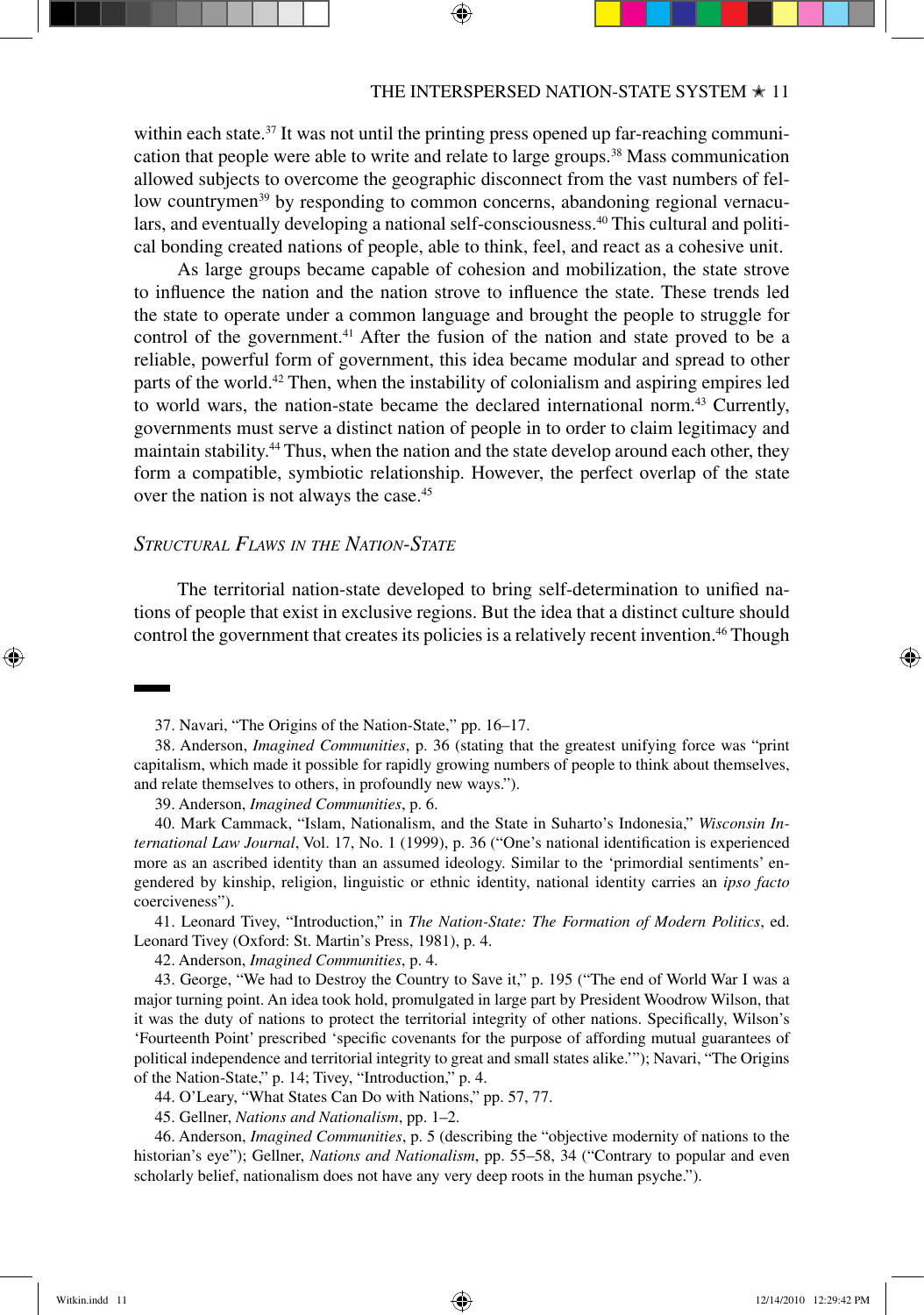within each state.[37] It was not until the printing press opened up far-reaching communication that people were able to write and relate to large groups.[38] Mass communication allowed subjects to overcome the geographic disconnect from the vast numbers of fellow countrymen[39] by responding to common concerns, abandoning regional vernaculars, and eventually developing a national self-consciousness.[40] This cultural and political bonding created nations of people, able to think, feel, and react as a cohesive unit.

As large groups became capable of cohesion and mobilization, the state strove to influence the nation and the nation strove to influence the state. These trends led the state to operate under a common language and brought the people to struggle for control of the government.[41] After the fusion of the nation and state proved to be a reliable, powerful form of government, this idea became modular and spread to other parts of the world.[42] Then, when the instability of colonialism and aspiring empires led to world wars, the nation-state became the declared international norm.[43] Currently, governments must serve a distinct nation of people in to order to claim legitimacy and maintain stability.[44] Thus, when the nation and the state develop around each other, they form a compatible, symbiotic relationship. However, the perfect overlap of the state over the nation is not always the case.[45]

### *Structural Flaws in the Nation-State*

The territorial nation-state developed to bring self-determination to unified nations of people that exist in exclusive regions. But the idea that a distinct culture should control the government that creates its policies is a relatively recent invention.[46] Though

---

37. Navari, "The Origins of the Nation-State," pp. 16–17.

38. Anderson, *Imagined Communities*, p. 36 (stating that the greatest unifying force was "print capitalism, which made it possible for rapidly growing numbers of people to think about themselves, and relate themselves to others, in profoundly new ways.").

39. Anderson, *Imagined Communities*, p. 6.

40. Mark Cammack, "Islam, Nationalism, and the State in Suharto's Indonesia," *Wisconsin International Law Journal*, Vol. 17, No. 1 (1999), p. 36 ("One's national identification is experienced more as an ascribed identity than an assumed ideology. Similar to the 'primordial sentiments' engendered by kinship, religion, linguistic or ethnic identity, national identity carries an *ipso facto* coerciveness").

41. Leonard Tivey, "Introduction," in *The Nation-State: The Formation of Modern Politics*, ed. Leonard Tivey (Oxford: St. Martin's Press, 1981), p. 4.

42. Anderson, *Imagined Communities*, p. 4.

43. George, "We had to Destroy the Country to Save it," p. 195 ("The end of World War I was a major turning point. An idea took hold, promulgated in large part by President Woodrow Wilson, that it was the duty of nations to protect the territorial integrity of other nations. Specifically, Wilson's 'Fourteenth Point' prescribed 'specific covenants for the purpose of affording mutual guarantees of political independence and territorial integrity to great and small states alike.'"); Navari, "The Origins of the Nation-State," p. 14; Tivey, "Introduction," p. 4.

44. O'Leary, "What States Can Do with Nations," pp. 57, 77.

45. Gellner, *Nations and Nationalism*, pp. 1–2.

46. Anderson, *Imagined Communities*, p. 5 (describing the "objective modernity of nations to the historian's eye"); Gellner, *Nations and Nationalism*, pp. 55–58, 34 ("Contrary to popular and even scholarly belief, nationalism does not have any very deep roots in the human psyche.").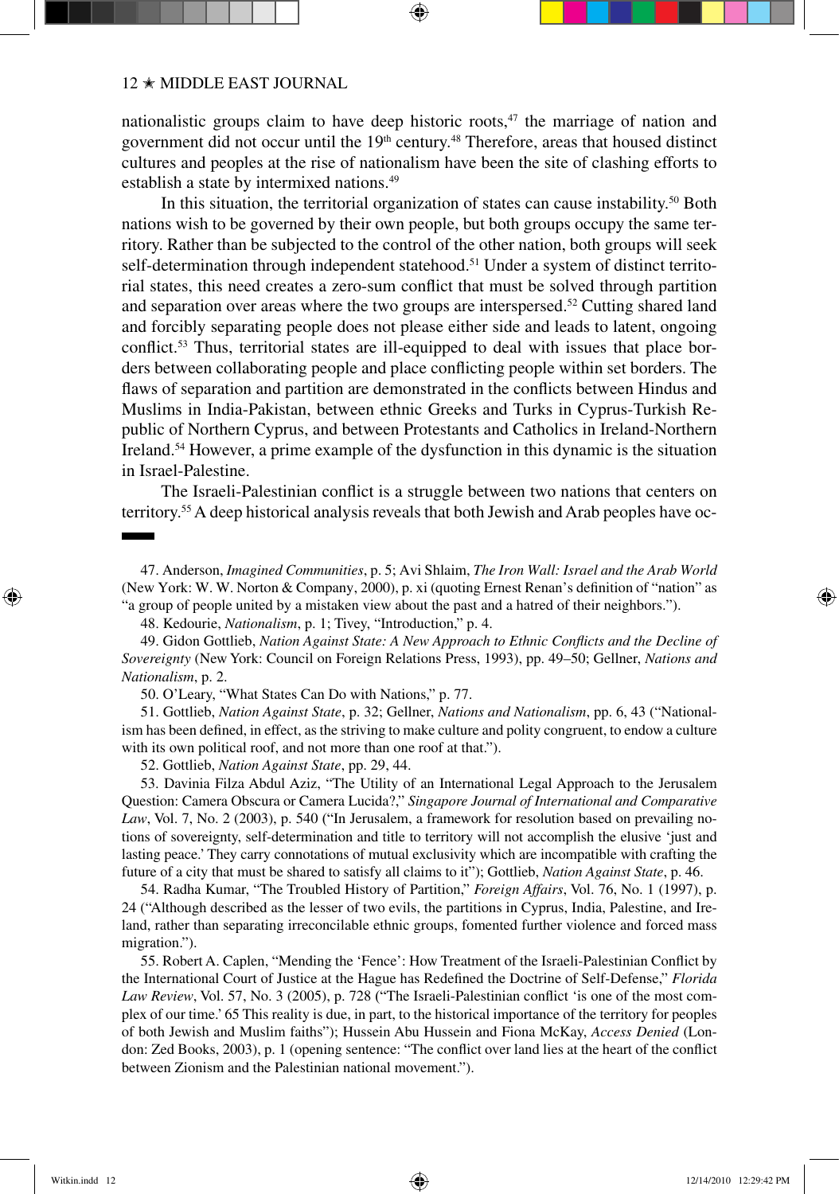nationalistic groups claim to have deep historic roots,[47] the marriage of nation and government did not occur until the 19th century.[48] Therefore, areas that housed distinct cultures and peoples at the rise of nationalism have been the site of clashing efforts to establish a state by intermixed nations.[49]

In this situation, the territorial organization of states can cause instability.[50] Both nations wish to be governed by their own people, but both groups occupy the same territory. Rather than be subjected to the control of the other nation, both groups will seek self-determination through independent statehood.[51] Under a system of distinct territorial states, this need creates a zero-sum conflict that must be solved through partition and separation over areas where the two groups are interspersed.[52] Cutting shared land and forcibly separating people does not please either side and leads to latent, ongoing conflict.[53] Thus, territorial states are ill-equipped to deal with issues that place borders between collaborating people and place conflicting people within set borders. The flaws of separation and partition are demonstrated in the conflicts between Hindus and Muslims in India-Pakistan, between ethnic Greeks and Turks in Cyprus-Turkish Republic of Northern Cyprus, and between Protestants and Catholics in Ireland-Northern Ireland.[54] However, a prime example of the dysfunction in this dynamic is the situation in Israel-Palestine.

The Israeli-Palestinian conflict is a struggle between two nations that centers on territory.[55] A deep historical analysis reveals that both Jewish and Arab peoples have oc-

---

47. Anderson, *Imagined Communities*, p. 5; Avi Shlaim, *The Iron Wall: Israel and the Arab World* (New York: W. W. Norton & Company, 2000), p. xi (quoting Ernest Renan's definition of "nation" as "a group of people united by a mistaken view about the past and a hatred of their neighbors.").

48. Kedourie, *Nationalism*, p. 1; Tivey, "Introduction," p. 4.

49. Gidon Gottlieb, *Nation Against State: A New Approach to Ethnic Conflicts and the Decline of Sovereignty* (New York: Council on Foreign Relations Press, 1993), pp. 49–50; Gellner, *Nations and Nationalism*, p. 2.

50. O'Leary, "What States Can Do with Nations," p. 77.

51. Gottlieb, *Nation Against State*, p. 32; Gellner, *Nations and Nationalism*, pp. 6, 43 ("Nationalism has been defined, in effect, as the striving to make culture and polity congruent, to endow a culture with its own political roof, and not more than one roof at that.").

52. Gottlieb, *Nation Against State*, pp. 29, 44.

53. Davinia Filza Abdul Aziz, "The Utility of an International Legal Approach to the Jerusalem Question: Camera Obscura or Camera Lucida?," *Singapore Journal of International and Comparative Law*, Vol. 7, No. 2 (2003), p. 540 ("In Jerusalem, a framework for resolution based on prevailing notions of sovereignty, self-determination and title to territory will not accomplish the elusive 'just and lasting peace.' They carry connotations of mutual exclusivity which are incompatible with crafting the future of a city that must be shared to satisfy all claims to it"); Gottlieb, *Nation Against State*, p. 46.

54. Radha Kumar, "The Troubled History of Partition," *Foreign Affairs*, Vol. 76, No. 1 (1997), p. 24 ("Although described as the lesser of two evils, the partitions in Cyprus, India, Palestine, and Ireland, rather than separating irreconcilable ethnic groups, fomented further violence and forced mass migration.").

55. Robert A. Caplen, "Mending the 'Fence': How Treatment of the Israeli-Palestinian Conflict by the International Court of Justice at the Hague has Redefined the Doctrine of Self-Defense," *Florida Law Review*, Vol. 57, No. 3 (2005), p. 728 ("The Israeli-Palestinian conflict 'is one of the most complex of our time.' 65 This reality is due, in part, to the historical importance of the territory for peoples of both Jewish and Muslim faiths"); Hussein Abu Hussein and Fiona McKay, *Access Denied* (London: Zed Books, 2003), p. 1 (opening sentence: "The conflict over land lies at the heart of the conflict between Zionism and the Palestinian national movement.").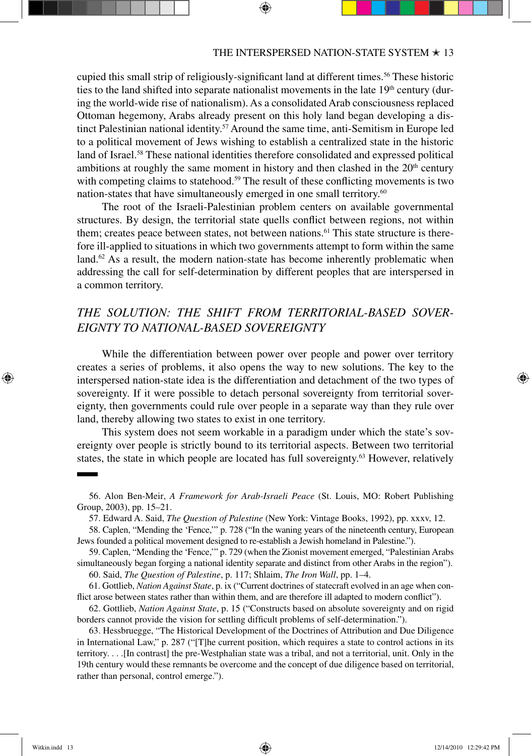cupied this small strip of religiously-significant land at different times.[56] These historic ties to the land shifted into separate nationalist movements in the late 19th century (during the world-wide rise of nationalism). As a consolidated Arab consciousness replaced Ottoman hegemony, Arabs already present on this holy land began developing a distinct Palestinian national identity.[57] Around the same time, anti-Semitism in Europe led to a political movement of Jews wishing to establish a centralized state in the historic land of Israel.[58] These national identities therefore consolidated and expressed political ambitions at roughly the same moment in history and then clashed in the 20th century with competing claims to statehood.[59] The result of these conflicting movements is two nation-states that have simultaneously emerged in one small territory.[60]

The root of the Israeli-Palestinian problem centers on available governmental structures. By design, the territorial state quells conflict between regions, not within them; creates peace between states, not between nations.[61] This state structure is therefore ill-applied to situations in which two governments attempt to form within the same land.[62] As a result, the modern nation-state has become inherently problematic when addressing the call for self-determination by different peoples that are interspersed in a common territory.

## *THE SOLUTION: THE SHIFT FROM TERRITORIAL-BASED SOVEREIGNTY TO NATIONAL-BASED SOVEREIGNTY*

While the differentiation between power over people and power over territory creates a series of problems, it also opens the way to new solutions. The key to the interspersed nation-state idea is the differentiation and detachment of the two types of sovereignty. If it were possible to detach personal sovereignty from territorial sovereignty, then governments could rule over people in a separate way than they rule over land, thereby allowing two states to exist in one territory.

This system does not seem workable in a paradigm under which the state's sovereignty over people is strictly bound to its territorial aspects. Between two territorial states, the state in which people are located has full sovereignty.[63] However, relatively

---

56. Alon Ben-Meir, *A Framework for Arab-Israeli Peace* (St. Louis, MO: Robert Publishing Group, 2003), pp. 15–21.

57. Edward A. Said, *The Question of Palestine* (New York: Vintage Books, 1992), pp. xxxv, 12.

58. Caplen, "Mending the 'Fence,'" p. 728 ("In the waning years of the nineteenth century, European Jews founded a political movement designed to re-establish a Jewish homeland in Palestine.").

59. Caplen, "Mending the 'Fence,'" p. 729 (when the Zionist movement emerged, "Palestinian Arabs simultaneously began forging a national identity separate and distinct from other Arabs in the region").

60. Said, *The Question of Palestine*, p. 117; Shlaim, *The Iron Wall*, pp. 1–4.

61. Gottlieb, *Nation Against State*, p. ix ("Current doctrines of statecraft evolved in an age when conflict arose between states rather than within them, and are therefore ill adapted to modern conflict").

62. Gottlieb, *Nation Against State*, p. 15 ("Constructs based on absolute sovereignty and on rigid borders cannot provide the vision for settling difficult problems of self-determination.").

63. Hessbruegge, "The Historical Development of the Doctrines of Attribution and Due Diligence in International Law," p. 287 ("[T]he current position, which requires a state to control actions in its territory. . . .[In contrast] the pre-Westphalian state was a tribal, and not a territorial, unit. Only in the 19th century would these remnants be overcome and the concept of due diligence based on territorial, rather than personal, control emerge.").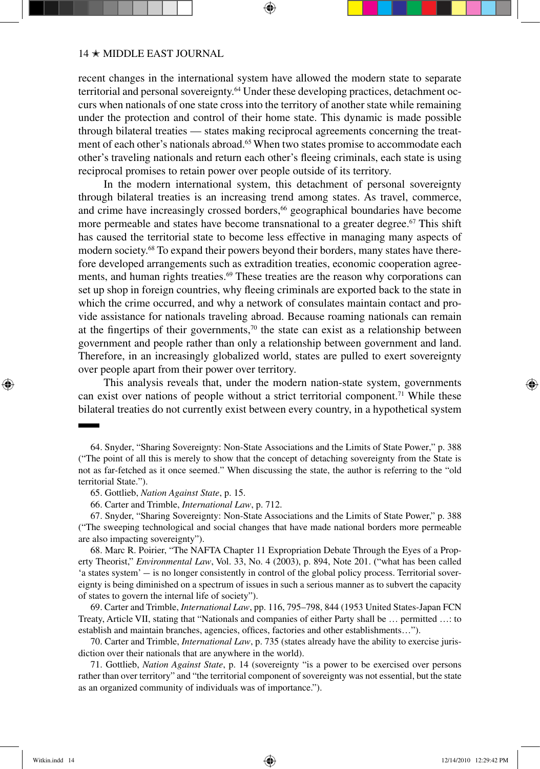recent changes in the international system have allowed the modern state to separate territorial and personal sovereignty.[64] Under these developing practices, detachment occurs when nationals of one state cross into the territory of another state while remaining under the protection and control of their home state. This dynamic is made possible through bilateral treaties — states making reciprocal agreements concerning the treatment of each other's nationals abroad.[65] When two states promise to accommodate each other's traveling nationals and return each other's fleeing criminals, each state is using reciprocal promises to retain power over people outside of its territory.

In the modern international system, this detachment of personal sovereignty through bilateral treaties is an increasing trend among states. As travel, commerce, and crime have increasingly crossed borders,[66] geographical boundaries have become more permeable and states have become transnational to a greater degree.[67] This shift has caused the territorial state to become less effective in managing many aspects of modern society.[68] To expand their powers beyond their borders, many states have therefore developed arrangements such as extradition treaties, economic cooperation agreements, and human rights treaties.[69] These treaties are the reason why corporations can set up shop in foreign countries, why fleeing criminals are exported back to the state in which the crime occurred, and why a network of consulates maintain contact and provide assistance for nationals traveling abroad. Because roaming nationals can remain at the fingertips of their governments,[70] the state can exist as a relationship between government and people rather than only a relationship between government and land. Therefore, in an increasingly globalized world, states are pulled to exert sovereignty over people apart from their power over territory.

This analysis reveals that, under the modern nation-state system, governments can exist over nations of people without a strict territorial component.[71] While these bilateral treaties do not currently exist between every country, in a hypothetical system

---

64. Snyder, "Sharing Sovereignty: Non-State Associations and the Limits of State Power," p. 388 ("The point of all this is merely to show that the concept of detaching sovereignty from the State is not as far-fetched as it once seemed." When discussing the state, the author is referring to the "old territorial State.").

65. Gottlieb, *Nation Against State*, p. 15.

66. Carter and Trimble, *International Law*, p. 712.

67. Snyder, "Sharing Sovereignty: Non-State Associations and the Limits of State Power," p. 388 ("The sweeping technological and social changes that have made national borders more permeable are also impacting sovereignty").

68. Marc R. Poirier, "The NAFTA Chapter 11 Expropriation Debate Through the Eyes of a Property Theorist," *Environmental Law*, Vol. 33, No. 4 (2003), p. 894, Note 201. ("what has been called 'a states system' – is no longer consistently in control of the global policy process. Territorial sovereignty is being diminished on a spectrum of issues in such a serious manner as to subvert the capacity of states to govern the internal life of society").

69. Carter and Trimble, *International Law*, pp. 116, 795–798, 844 (1953 United States-Japan FCN Treaty, Article VII, stating that "Nationals and companies of either Party shall be … permitted …: to establish and maintain branches, agencies, offices, factories and other establishments…").

70. Carter and Trimble, *International Law*, p. 735 (states already have the ability to exercise jurisdiction over their nationals that are anywhere in the world).

71. Gottlieb, *Nation Against State*, p. 14 (sovereignty "is a power to be exercised over persons rather than over territory" and "the territorial component of sovereignty was not essential, but the state as an organized community of individuals was of importance.").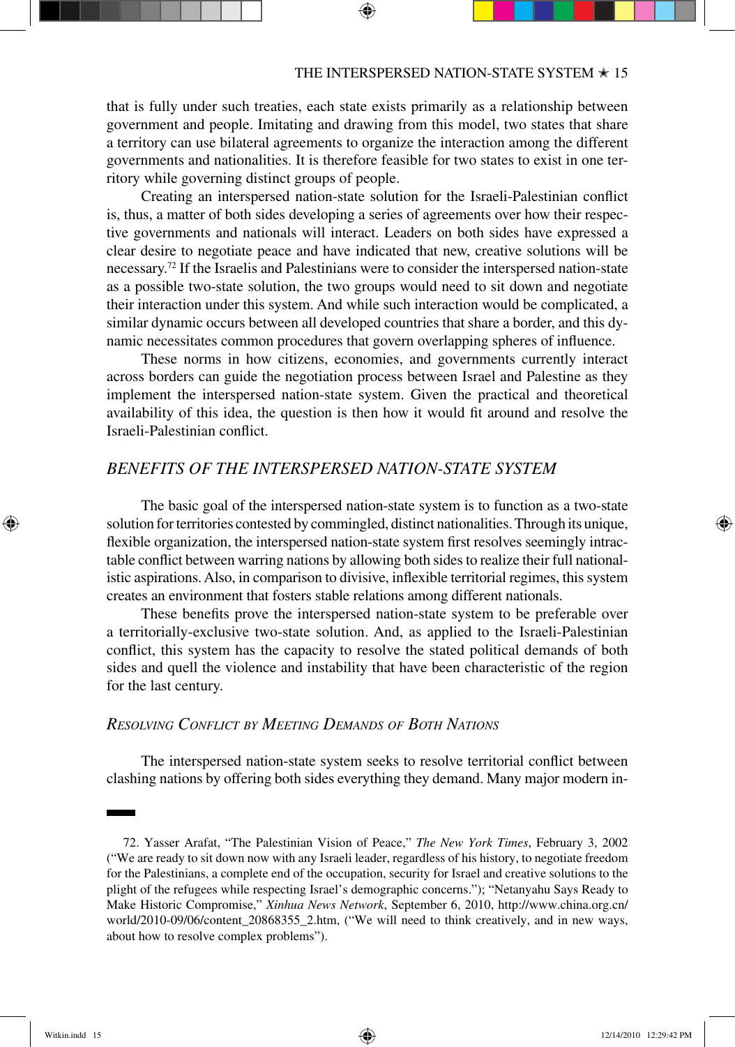that is fully under such treaties, each state exists primarily as a relationship between government and people. Imitating and drawing from this model, two states that share a territory can use bilateral agreements to organize the interaction among the different governments and nationalities. It is therefore feasible for two states to exist in one territory while governing distinct groups of people.

Creating an interspersed nation-state solution for the Israeli-Palestinian conflict is, thus, a matter of both sides developing a series of agreements over how their respective governments and nationals will interact. Leaders on both sides have expressed a clear desire to negotiate peace and have indicated that new, creative solutions will be necessary.[72] If the Israelis and Palestinians were to consider the interspersed nation-state as a possible two-state solution, the two groups would need to sit down and negotiate their interaction under this system. And while such interaction would be complicated, a similar dynamic occurs between all developed countries that share a border, and this dynamic necessitates common procedures that govern overlapping spheres of influence.

These norms in how citizens, economies, and governments currently interact across borders can guide the negotiation process between Israel and Palestine as they implement the interspersed nation-state system. Given the practical and theoretical availability of this idea, the question is then how it would fit around and resolve the Israeli-Palestinian conflict.

## *BENEFITS OF THE INTERSPERSED NATION-STATE SYSTEM*

The basic goal of the interspersed nation-state system is to function as a two-state solution for territories contested by commingled, distinct nationalities. Through its unique, flexible organization, the interspersed nation-state system first resolves seemingly intractable conflict between warring nations by allowing both sides to realize their full nationalistic aspirations. Also, in comparison to divisive, inflexible territorial regimes, this system creates an environment that fosters stable relations among different nationals.

These benefits prove the interspersed nation-state system to be preferable over a territorially-exclusive two-state solution. And, as applied to the Israeli-Palestinian conflict, this system has the capacity to resolve the stated political demands of both sides and quell the violence and instability that have been characteristic of the region for the last century.

### *Resolving Conflict by Meeting Demands of Both Nations*

The interspersed nation-state system seeks to resolve territorial conflict between clashing nations by offering both sides everything they demand. Many major modern in-

---

72. Yasser Arafat, "The Palestinian Vision of Peace," *The New York Times*, February 3, 2002 ("We are ready to sit down now with any Israeli leader, regardless of his history, to negotiate freedom for the Palestinians, a complete end of the occupation, security for Israel and creative solutions to the plight of the refugees while respecting Israel's demographic concerns."); "Netanyahu Says Ready to Make Historic Compromise," *Xinhua News Network*, September 6, 2010, http://www.china.org.cn/world/2010-09/06/content_20868355_2.htm, ("We will need to think creatively, and in new ways, about how to resolve complex problems").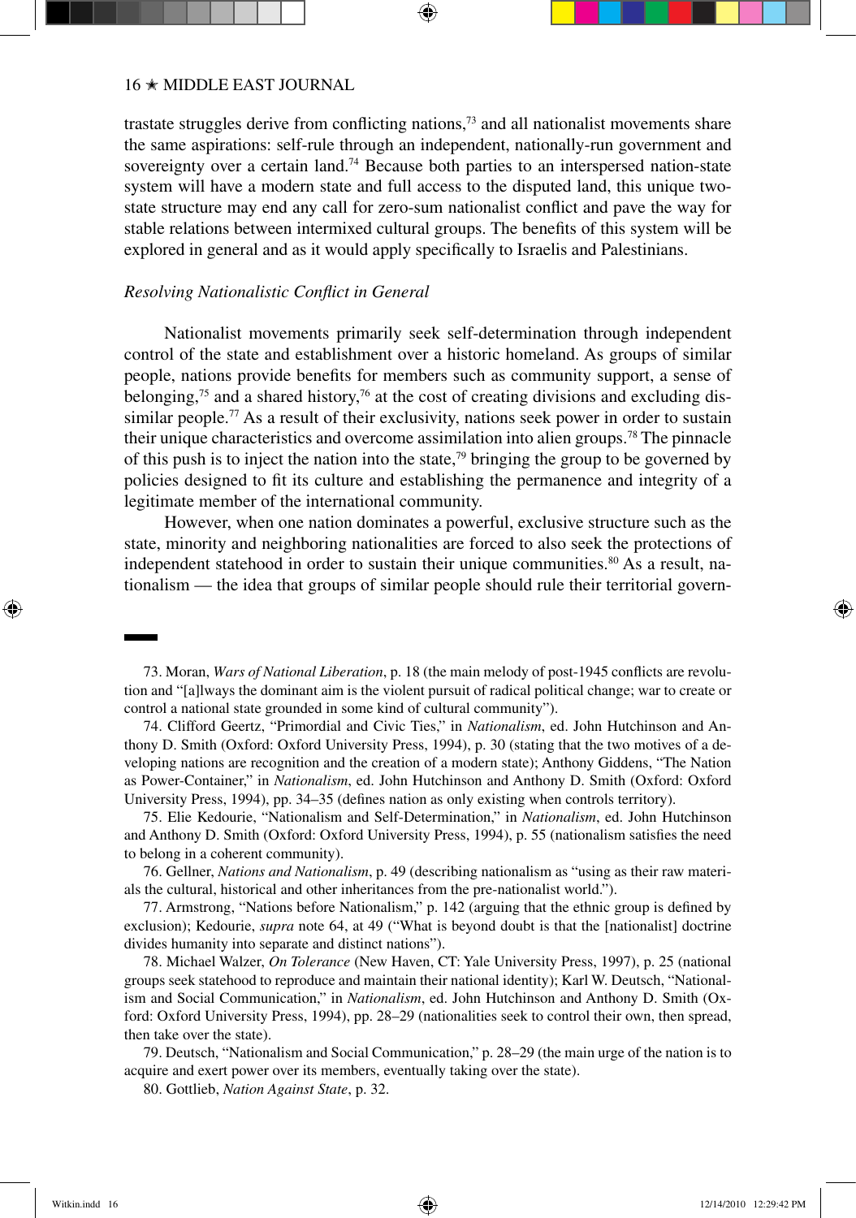trastate struggles derive from conflicting nations,[73] and all nationalist movements share the same aspirations: self-rule through an independent, nationally-run government and sovereignty over a certain land.[74] Because both parties to an interspersed nation-state system will have a modern state and full access to the disputed land, this unique two-state structure may end any call for zero-sum nationalist conflict and pave the way for stable relations between intermixed cultural groups. The benefits of this system will be explored in general and as it would apply specifically to Israelis and Palestinians.

*Resolving Nationalistic Conflict in General*

Nationalist movements primarily seek self-determination through independent control of the state and establishment over a historic homeland. As groups of similar people, nations provide benefits for members such as community support, a sense of belonging,[75] and a shared history,[76] at the cost of creating divisions and excluding dissimilar people.[77] As a result of their exclusivity, nations seek power in order to sustain their unique characteristics and overcome assimilation into alien groups.[78] The pinnacle of this push is to inject the nation into the state,[79] bringing the group to be governed by policies designed to fit its culture and establishing the permanence and integrity of a legitimate member of the international community.

However, when one nation dominates a powerful, exclusive structure such as the state, minority and neighboring nationalities are forced to also seek the protections of independent statehood in order to sustain their unique communities.[80] As a result, nationalism — the idea that groups of similar people should rule their territorial govern-

---

73. Moran, *Wars of National Liberation*, p. 18 (the main melody of post-1945 conflicts are revolution and "[a]lways the dominant aim is the violent pursuit of radical political change; war to create or control a national state grounded in some kind of cultural community").

74. Clifford Geertz, "Primordial and Civic Ties," in *Nationalism*, ed. John Hutchinson and Anthony D. Smith (Oxford: Oxford University Press, 1994), p. 30 (stating that the two motives of a developing nations are recognition and the creation of a modern state); Anthony Giddens, "The Nation as Power-Container," in *Nationalism*, ed. John Hutchinson and Anthony D. Smith (Oxford: Oxford University Press, 1994), pp. 34–35 (defines nation as only existing when controls territory).

75. Elie Kedourie, "Nationalism and Self-Determination," in *Nationalism*, ed. John Hutchinson and Anthony D. Smith (Oxford: Oxford University Press, 1994), p. 55 (nationalism satisfies the need to belong in a coherent community).

76. Gellner, *Nations and Nationalism*, p. 49 (describing nationalism as "using as their raw materials the cultural, historical and other inheritances from the pre-nationalist world.").

77. Armstrong, "Nations before Nationalism," p. 142 (arguing that the ethnic group is defined by exclusion); Kedourie, *supra* note 64, at 49 ("What is beyond doubt is that the [nationalist] doctrine divides humanity into separate and distinct nations").

78. Michael Walzer, *On Tolerance* (New Haven, CT: Yale University Press, 1997), p. 25 (national groups seek statehood to reproduce and maintain their national identity); Karl W. Deutsch, "Nationalism and Social Communication," in *Nationalism*, ed. John Hutchinson and Anthony D. Smith (Oxford: Oxford University Press, 1994), pp. 28–29 (nationalities seek to control their own, then spread, then take over the state).

79. Deutsch, "Nationalism and Social Communication," p. 28–29 (the main urge of the nation is to acquire and exert power over its members, eventually taking over the state).

80. Gottlieb, *Nation Against State*, p. 32.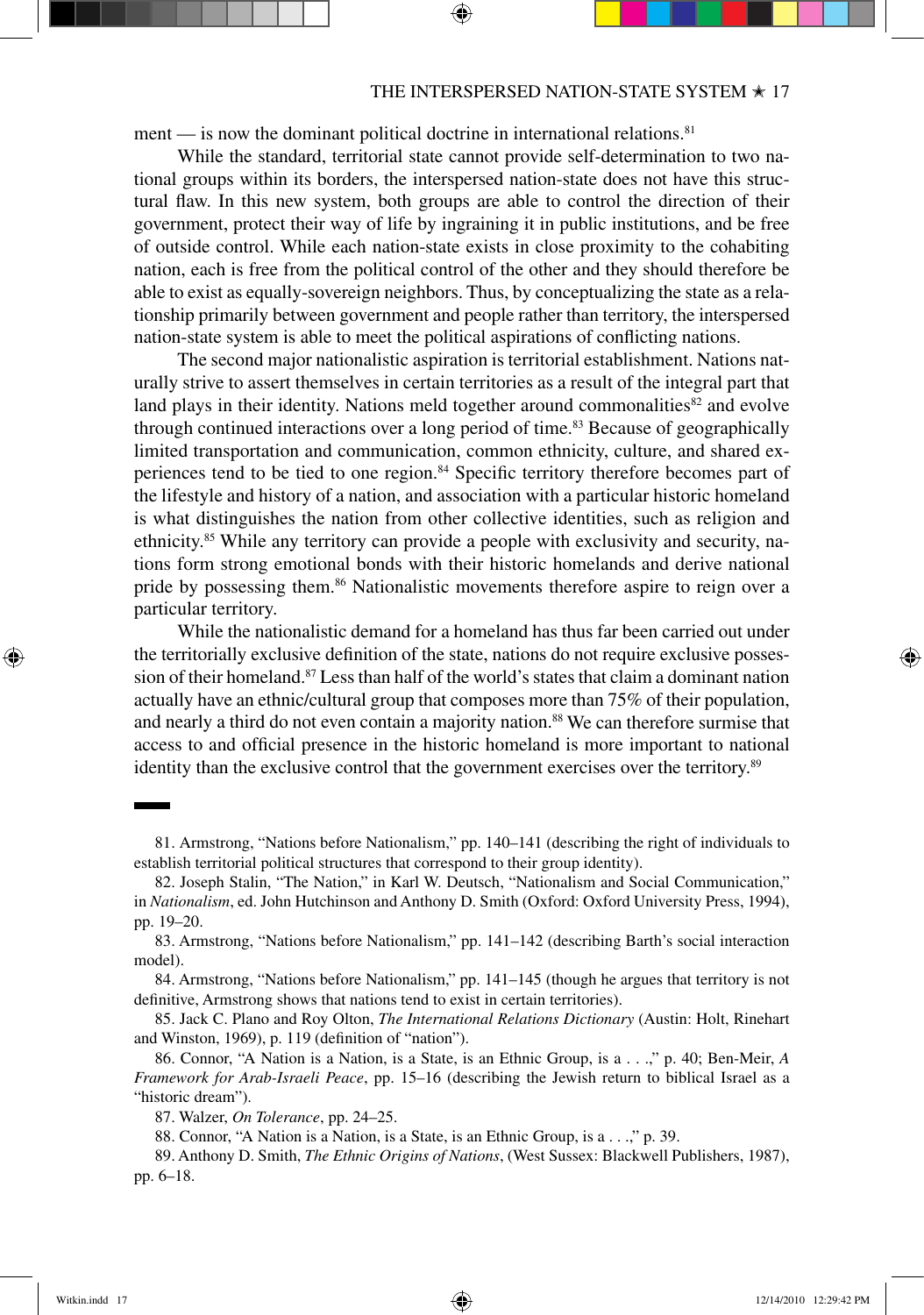ment — is now the dominant political doctrine in international relations.[81]

While the standard, territorial state cannot provide self-determination to two national groups within its borders, the interspersed nation-state does not have this structural flaw. In this new system, both groups are able to control the direction of their government, protect their way of life by ingraining it in public institutions, and be free of outside control. While each nation-state exists in close proximity to the cohabiting nation, each is free from the political control of the other and they should therefore be able to exist as equally-sovereign neighbors. Thus, by conceptualizing the state as a relationship primarily between government and people rather than territory, the interspersed nation-state system is able to meet the political aspirations of conflicting nations.

The second major nationalistic aspiration is territorial establishment. Nations naturally strive to assert themselves in certain territories as a result of the integral part that land plays in their identity. Nations meld together around commonalities[82] and evolve through continued interactions over a long period of time.[83] Because of geographically limited transportation and communication, common ethnicity, culture, and shared experiences tend to be tied to one region.[84] Specific territory therefore becomes part of the lifestyle and history of a nation, and association with a particular historic homeland is what distinguishes the nation from other collective identities, such as religion and ethnicity.[85] While any territory can provide a people with exclusivity and security, nations form strong emotional bonds with their historic homelands and derive national pride by possessing them.[86] Nationalistic movements therefore aspire to reign over a particular territory.

While the nationalistic demand for a homeland has thus far been carried out under the territorially exclusive definition of the state, nations do not require exclusive possession of their homeland.[87] Less than half of the world's states that claim a dominant nation actually have an ethnic/cultural group that composes more than 75% of their population, and nearly a third do not even contain a majority nation.[88] We can therefore surmise that access to and official presence in the historic homeland is more important to national identity than the exclusive control that the government exercises over the territory.[89]

---

81. Armstrong, "Nations before Nationalism," pp. 140–141 (describing the right of individuals to establish territorial political structures that correspond to their group identity).

82. Joseph Stalin, "The Nation," in Karl W. Deutsch, "Nationalism and Social Communication," in *Nationalism*, ed. John Hutchinson and Anthony D. Smith (Oxford: Oxford University Press, 1994), pp. 19–20.

83. Armstrong, "Nations before Nationalism," pp. 141–142 (describing Barth's social interaction model).

84. Armstrong, "Nations before Nationalism," pp. 141–145 (though he argues that territory is not definitive, Armstrong shows that nations tend to exist in certain territories).

85. Jack C. Plano and Roy Olton, *The International Relations Dictionary* (Austin: Holt, Rinehart and Winston, 1969), p. 119 (definition of "nation").

86. Connor, "A Nation is a Nation, is a State, is an Ethnic Group, is a . . .," p. 40; Ben-Meir, *A Framework for Arab-Israeli Peace*, pp. 15–16 (describing the Jewish return to biblical Israel as a "historic dream").

87. Walzer, *On Tolerance*, pp. 24–25.

88. Connor, "A Nation is a Nation, is a State, is an Ethnic Group, is a . . .," p. 39.

89. Anthony D. Smith, *The Ethnic Origins of Nations*, (West Sussex: Blackwell Publishers, 1987), pp. 6–18.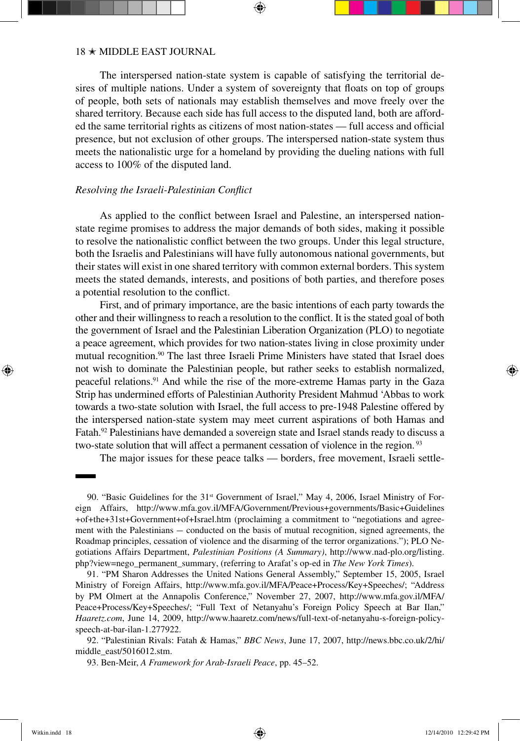The interspersed nation-state system is capable of satisfying the territorial desires of multiple nations. Under a system of sovereignty that floats on top of groups of people, both sets of nationals may establish themselves and move freely over the shared territory. Because each side has full access to the disputed land, both are afforded the same territorial rights as citizens of most nation-states — full access and official presence, but not exclusion of other groups. The interspersed nation-state system thus meets the nationalistic urge for a homeland by providing the dueling nations with full access to 100% of the disputed land.

*Resolving the Israeli-Palestinian Conflict*

As applied to the conflict between Israel and Palestine, an interspersed nation-state regime promises to address the major demands of both sides, making it possible to resolve the nationalistic conflict between the two groups. Under this legal structure, both the Israelis and Palestinians will have fully autonomous national governments, but their states will exist in one shared territory with common external borders. This system meets the stated demands, interests, and positions of both parties, and therefore poses a potential resolution to the conflict.

First, and of primary importance, are the basic intentions of each party towards the other and their willingness to reach a resolution to the conflict. It is the stated goal of both the government of Israel and the Palestinian Liberation Organization (PLO) to negotiate a peace agreement, which provides for two nation-states living in close proximity under mutual recognition.[90] The last three Israeli Prime Ministers have stated that Israel does not wish to dominate the Palestinian people, but rather seeks to establish normalized, peaceful relations.[91] And while the rise of the more-extreme Hamas party in the Gaza Strip has undermined efforts of Palestinian Authority President Mahmud ʻAbbas to work towards a two-state solution with Israel, the full access to pre-1948 Palestine offered by the interspersed nation-state system may meet current aspirations of both Hamas and Fatah.[92] Palestinians have demanded a sovereign state and Israel stands ready to discuss a two-state solution that will affect a permanent cessation of violence in the region.[93]

The major issues for these peace talks — borders, free movement, Israeli settle-

---

90. "Basic Guidelines for the 31st Government of Israel," May 4, 2006, Israel Ministry of Foreign Affairs, http://www.mfa.gov.il/MFA/Government/Previous+governments/Basic+Guidelines+of+the+31st+Government+of+Israel.htm (proclaiming a commitment to "negotiations and agreement with the Palestinians – conducted on the basis of mutual recognition, signed agreements, the Roadmap principles, cessation of violence and the disarming of the terror organizations."); PLO Negotiations Affairs Department, *Palestinian Positions (A Summary)*, http://www.nad-plo.org/listing.php?view=nego_permanent_summary, (referring to Arafat's op-ed in *The New York Times*).

91. "PM Sharon Addresses the United Nations General Assembly," September 15, 2005, Israel Ministry of Foreign Affairs, http://www.mfa.gov.il/MFA/Peace+Process/Key+Speeches/; "Address by PM Olmert at the Annapolis Conference," November 27, 2007, http://www.mfa.gov.il/MFA/Peace+Process/Key+Speeches/; "Full Text of Netanyahu's Foreign Policy Speech at Bar Ilan," *Haaretz.com*, June 14, 2009, http://www.haaretz.com/news/full-text-of-netanyahu-s-foreign-policy-speech-at-bar-ilan-1.277922.

92. "Palestinian Rivals: Fatah & Hamas," *BBC News*, June 17, 2007, http://news.bbc.co.uk/2/hi/middle_east/5016012.stm.

93. Ben-Meir, *A Framework for Arab-Israeli Peace*, pp. 45–52.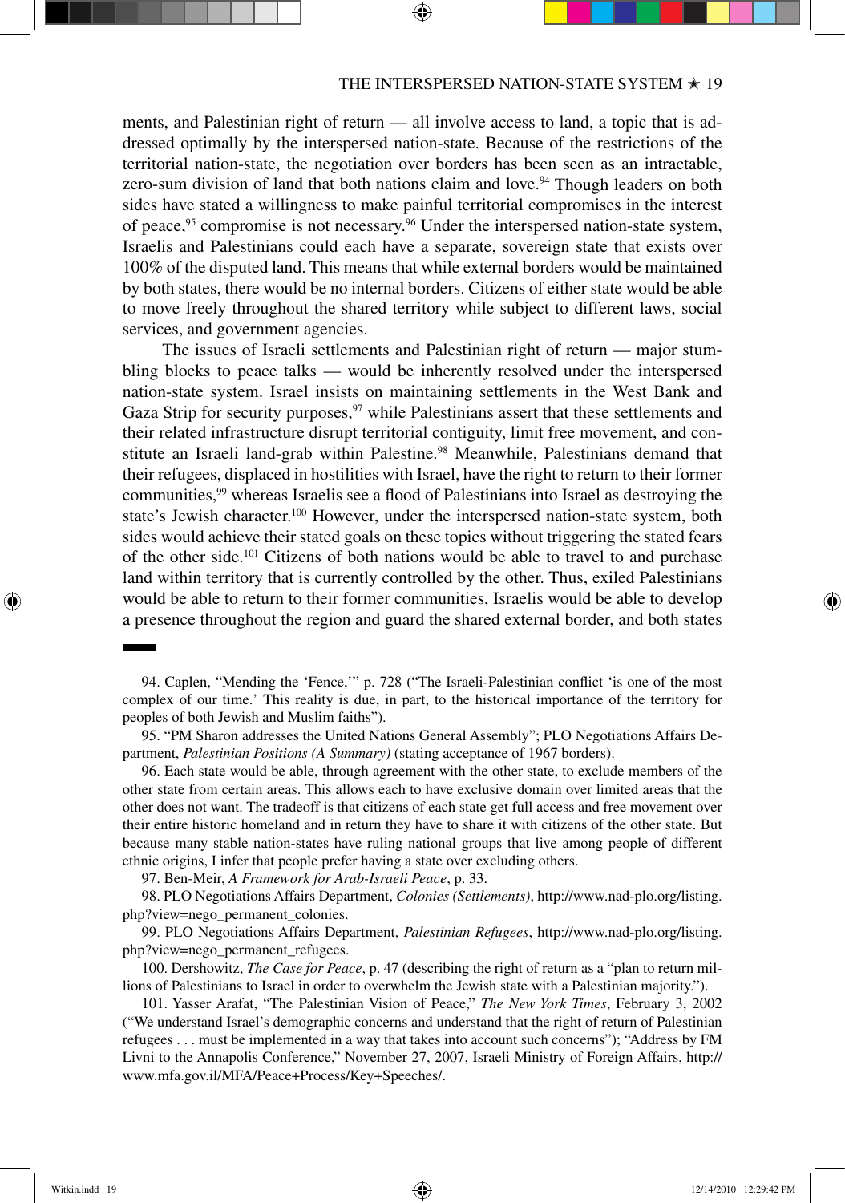ments, and Palestinian right of return — all involve access to land, a topic that is addressed optimally by the interspersed nation-state. Because of the restrictions of the territorial nation-state, the negotiation over borders has been seen as an intractable, zero-sum division of land that both nations claim and love.[94] Though leaders on both sides have stated a willingness to make painful territorial compromises in the interest of peace,[95] compromise is not necessary.[96] Under the interspersed nation-state system, Israelis and Palestinians could each have a separate, sovereign state that exists over 100% of the disputed land. This means that while external borders would be maintained by both states, there would be no internal borders. Citizens of either state would be able to move freely throughout the shared territory while subject to different laws, social services, and government agencies.

The issues of Israeli settlements and Palestinian right of return — major stumbling blocks to peace talks — would be inherently resolved under the interspersed nation-state system. Israel insists on maintaining settlements in the West Bank and Gaza Strip for security purposes,[97] while Palestinians assert that these settlements and their related infrastructure disrupt territorial contiguity, limit free movement, and constitute an Israeli land-grab within Palestine.[98] Meanwhile, Palestinians demand that their refugees, displaced in hostilities with Israel, have the right to return to their former communities,[99] whereas Israelis see a flood of Palestinians into Israel as destroying the state's Jewish character.[100] However, under the interspersed nation-state system, both sides would achieve their stated goals on these topics without triggering the stated fears of the other side.[101] Citizens of both nations would be able to travel to and purchase land within territory that is currently controlled by the other. Thus, exiled Palestinians would be able to return to their former communities, Israelis would be able to develop a presence throughout the region and guard the shared external border, and both states

---

94. Caplen, "Mending the 'Fence,'" p. 728 ("The Israeli-Palestinian conflict 'is one of the most complex of our time.' This reality is due, in part, to the historical importance of the territory for peoples of both Jewish and Muslim faiths").

95. "PM Sharon addresses the United Nations General Assembly"; PLO Negotiations Affairs Department, *Palestinian Positions (A Summary)* (stating acceptance of 1967 borders).

96. Each state would be able, through agreement with the other state, to exclude members of the other state from certain areas. This allows each to have exclusive domain over limited areas that the other does not want. The tradeoff is that citizens of each state get full access and free movement over their entire historic homeland and in return they have to share it with citizens of the other state. But because many stable nation-states have ruling national groups that live among people of different ethnic origins, I infer that people prefer having a state over excluding others.

97. Ben-Meir, *A Framework for Arab-Israeli Peace*, p. 33.

98. PLO Negotiations Affairs Department, *Colonies (Settlements)*, http://www.nad-plo.org/listing.php?view=nego_permanent_colonies.

99. PLO Negotiations Affairs Department, *Palestinian Refugees*, http://www.nad-plo.org/listing.php?view=nego_permanent_refugees.

100. Dershowitz, *The Case for Peace*, p. 47 (describing the right of return as a "plan to return millions of Palestinians to Israel in order to overwhelm the Jewish state with a Palestinian majority.").

101. Yasser Arafat, "The Palestinian Vision of Peace," *The New York Times*, February 3, 2002 ("We understand Israel's demographic concerns and understand that the right of return of Palestinian refugees . . . must be implemented in a way that takes into account such concerns"); "Address by FM Livni to the Annapolis Conference," November 27, 2007, Israeli Ministry of Foreign Affairs, http://www.mfa.gov.il/MFA/Peace+Process/Key+Speeches/.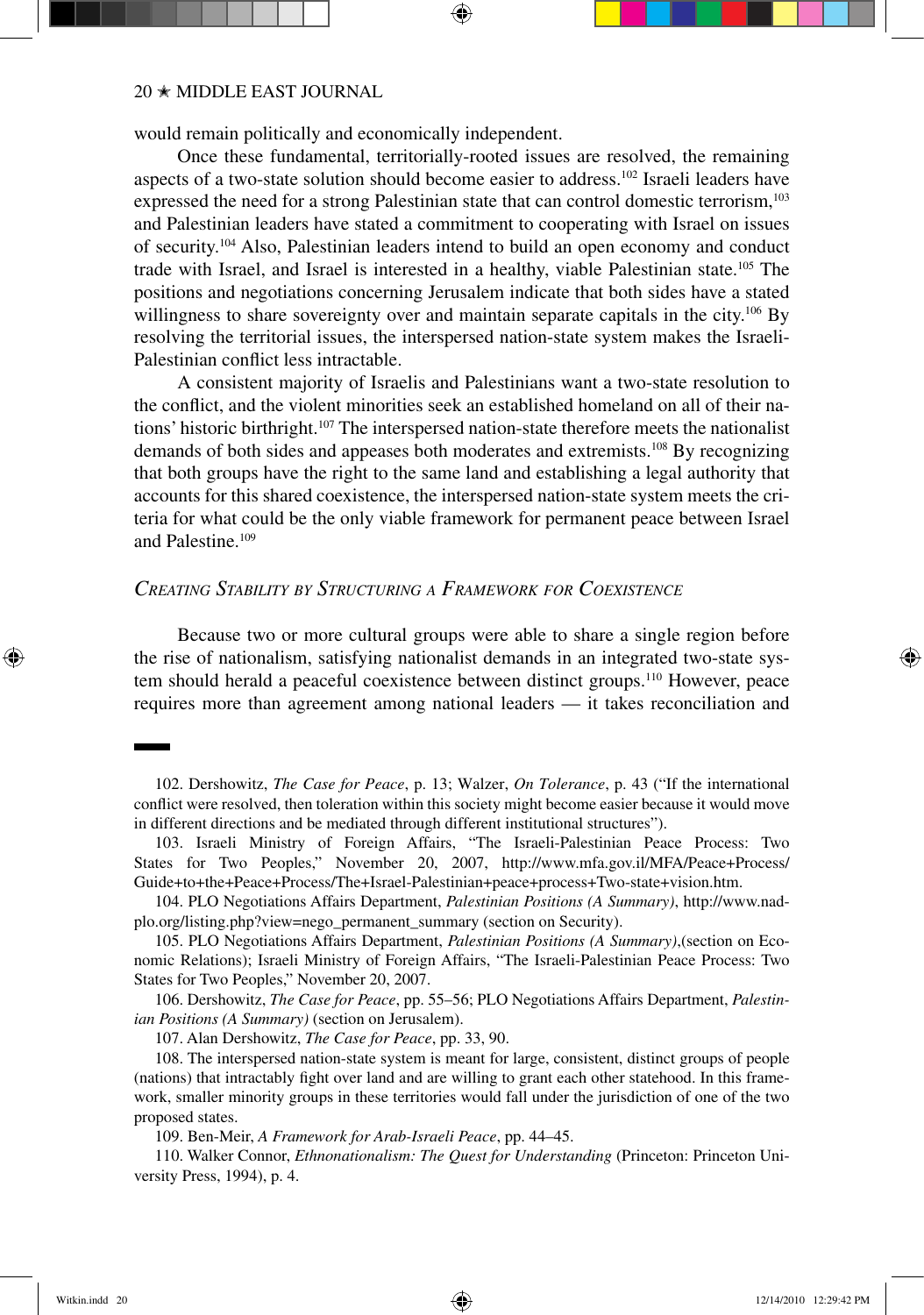would remain politically and economically independent.

Once these fundamental, territorially-rooted issues are resolved, the remaining aspects of a two-state solution should become easier to address.[102] Israeli leaders have expressed the need for a strong Palestinian state that can control domestic terrorism,[103] and Palestinian leaders have stated a commitment to cooperating with Israel on issues of security.[104] Also, Palestinian leaders intend to build an open economy and conduct trade with Israel, and Israel is interested in a healthy, viable Palestinian state.[105] The positions and negotiations concerning Jerusalem indicate that both sides have a stated willingness to share sovereignty over and maintain separate capitals in the city.[106] By resolving the territorial issues, the interspersed nation-state system makes the Israeli-Palestinian conflict less intractable.

A consistent majority of Israelis and Palestinians want a two-state resolution to the conflict, and the violent minorities seek an established homeland on all of their nations' historic birthright.[107] The interspersed nation-state therefore meets the nationalist demands of both sides and appeases both moderates and extremists.[108] By recognizing that both groups have the right to the same land and establishing a legal authority that accounts for this shared coexistence, the interspersed nation-state system meets the criteria for what could be the only viable framework for permanent peace between Israel and Palestine.[109]

## *Creating Stability by Structuring a Framework for Coexistence*

Because two or more cultural groups were able to share a single region before the rise of nationalism, satisfying nationalist demands in an integrated two-state system should herald a peaceful coexistence between distinct groups.[110] However, peace requires more than agreement among national leaders — it takes reconciliation and

---

102. Dershowitz, *The Case for Peace*, p. 13; Walzer, *On Tolerance*, p. 43 ("If the international conflict were resolved, then toleration within this society might become easier because it would move in different directions and be mediated through different institutional structures").

103. Israeli Ministry of Foreign Affairs, "The Israeli-Palestinian Peace Process: Two States for Two Peoples," November 20, 2007, http://www.mfa.gov.il/MFA/Peace+Process/Guide+to+the+Peace+Process/The+Israel-Palestinian+peace+process+Two-state+vision.htm.

104. PLO Negotiations Affairs Department, *Palestinian Positions (A Summary)*, http://www.nad-plo.org/listing.php?view=nego_permanent_summary (section on Security).

105. PLO Negotiations Affairs Department, *Palestinian Positions (A Summary)*,(section on Economic Relations); Israeli Ministry of Foreign Affairs, "The Israeli-Palestinian Peace Process: Two States for Two Peoples," November 20, 2007.

106. Dershowitz, *The Case for Peace*, pp. 55–56; PLO Negotiations Affairs Department, *Palestinian Positions (A Summary)* (section on Jerusalem).

107. Alan Dershowitz, *The Case for Peace*, pp. 33, 90.

108. The interspersed nation-state system is meant for large, consistent, distinct groups of people (nations) that intractably fight over land and are willing to grant each other statehood. In this framework, smaller minority groups in these territories would fall under the jurisdiction of one of the two proposed states.

109. Ben-Meir, *A Framework for Arab-Israeli Peace*, pp. 44–45.

110. Walker Connor, *Ethnonationalism: The Quest for Understanding* (Princeton: Princeton University Press, 1994), p. 4.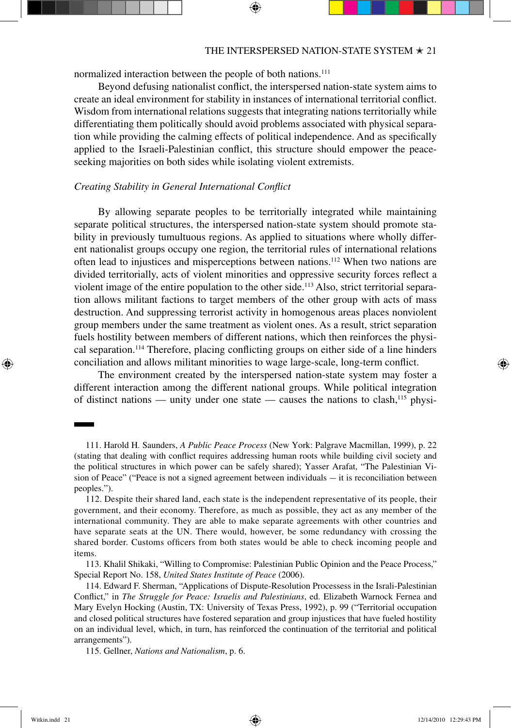normalized interaction between the people of both nations.[111]

Beyond defusing nationalist conflict, the interspersed nation-state system aims to create an ideal environment for stability in instances of international territorial conflict. Wisdom from international relations suggests that integrating nations territorially while differentiating them politically should avoid problems associated with physical separation while providing the calming effects of political independence. And as specifically applied to the Israeli-Palestinian conflict, this structure should empower the peace-seeking majorities on both sides while isolating violent extremists.

*Creating Stability in General International Conflict*

By allowing separate peoples to be territorially integrated while maintaining separate political structures, the interspersed nation-state system should promote stability in previously tumultuous regions. As applied to situations where wholly different nationalist groups occupy one region, the territorial rules of international relations often lead to injustices and misperceptions between nations.[112] When two nations are divided territorially, acts of violent minorities and oppressive security forces reflect a violent image of the entire population to the other side.[113] Also, strict territorial separation allows militant factions to target members of the other group with acts of mass destruction. And suppressing terrorist activity in homogenous areas places nonviolent group members under the same treatment as violent ones. As a result, strict separation fuels hostility between members of different nations, which then reinforces the physical separation.[114] Therefore, placing conflicting groups on either side of a line hinders conciliation and allows militant minorities to wage large-scale, long-term conflict.

The environment created by the interspersed nation-state system may foster a different interaction among the different national groups. While political integration of distinct nations — unity under one state — causes the nations to clash,[115] physi-

---

111. Harold H. Saunders, *A Public Peace Process* (New York: Palgrave Macmillan, 1999), p. 22 (stating that dealing with conflict requires addressing human roots while building civil society and the political structures in which power can be safely shared); Yasser Arafat, "The Palestinian Vision of Peace" ("Peace is not a signed agreement between individuals – it is reconciliation between peoples.").

112. Despite their shared land, each state is the independent representative of its people, their government, and their economy. Therefore, as much as possible, they act as any member of the international community. They are able to make separate agreements with other countries and have separate seats at the UN. There would, however, be some redundancy with crossing the shared border. Customs officers from both states would be able to check incoming people and items.

113. Khalil Shikaki, "Willing to Compromise: Palestinian Public Opinion and the Peace Process," Special Report No. 158, *United States Institute of Peace* (2006).

114. Edward F. Sherman, "Applications of Dispute-Resolution Processess in the Israli-Palestinian Conflict," in *The Struggle for Peace: Israelis and Palestinians*, ed. Elizabeth Warnock Fernea and Mary Evelyn Hocking (Austin, TX: University of Texas Press, 1992), p. 99 ("Territorial occupation and closed political structures have fostered separation and group injustices that have fueled hostility on an individual level, which, in turn, has reinforced the continuation of the territorial and political arrangements").

115. Gellner, *Nations and Nationalism*, p. 6.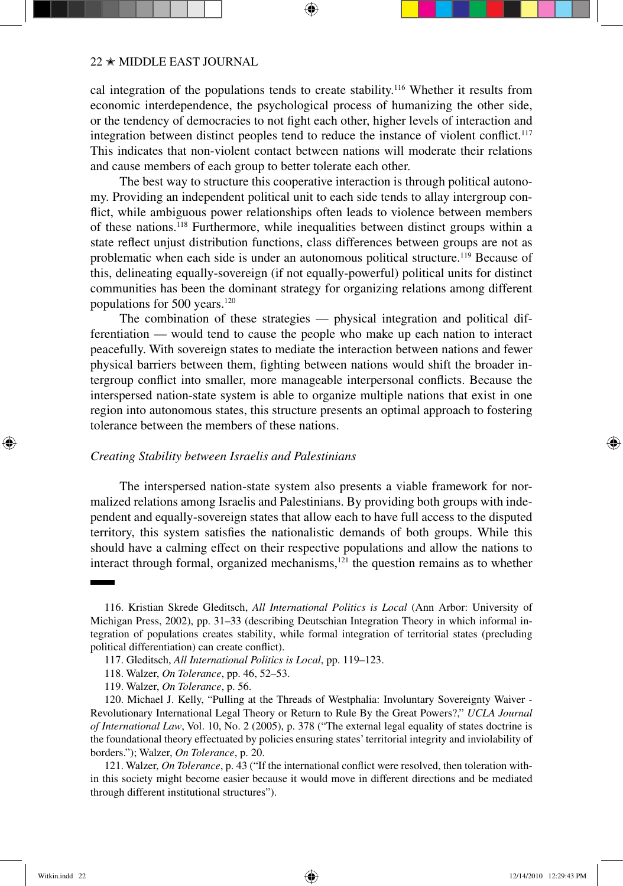cal integration of the populations tends to create stability.[116] Whether it results from economic interdependence, the psychological process of humanizing the other side, or the tendency of democracies to not fight each other, higher levels of interaction and integration between distinct peoples tend to reduce the instance of violent conflict.[117] This indicates that non-violent contact between nations will moderate their relations and cause members of each group to better tolerate each other.

The best way to structure this cooperative interaction is through political autonomy. Providing an independent political unit to each side tends to allay intergroup conflict, while ambiguous power relationships often leads to violence between members of these nations.[118] Furthermore, while inequalities between distinct groups within a state reflect unjust distribution functions, class differences between groups are not as problematic when each side is under an autonomous political structure.[119] Because of this, delineating equally-sovereign (if not equally-powerful) political units for distinct communities has been the dominant strategy for organizing relations among different populations for 500 years.[120]

The combination of these strategies — physical integration and political differentiation — would tend to cause the people who make up each nation to interact peacefully. With sovereign states to mediate the interaction between nations and fewer physical barriers between them, fighting between nations would shift the broader intergroup conflict into smaller, more manageable interpersonal conflicts. Because the interspersed nation-state system is able to organize multiple nations that exist in one region into autonomous states, this structure presents an optimal approach to fostering tolerance between the members of these nations.

### *Creating Stability between Israelis and Palestinians*

The interspersed nation-state system also presents a viable framework for normalized relations among Israelis and Palestinians. By providing both groups with independent and equally-sovereign states that allow each to have full access to the disputed territory, this system satisfies the nationalistic demands of both groups. While this should have a calming effect on their respective populations and allow the nations to interact through formal, organized mechanisms,[121] the question remains as to whether

---

116. Kristian Skrede Gleditsch, *All International Politics is Local* (Ann Arbor: University of Michigan Press, 2002), pp. 31–33 (describing Deutschian Integration Theory in which informal integration of populations creates stability, while formal integration of territorial states (precluding political differentiation) can create conflict).

117. Gleditsch, *All International Politics is Local*, pp. 119–123.

118. Walzer, *On Tolerance*, pp. 46, 52–53.

119. Walzer, *On Tolerance*, p. 56.

120. Michael J. Kelly, "Pulling at the Threads of Westphalia: Involuntary Sovereignty Waiver - Revolutionary International Legal Theory or Return to Rule By the Great Powers?," *UCLA Journal of International Law*, Vol. 10, No. 2 (2005), p. 378 ("The external legal equality of states doctrine is the foundational theory effectuated by policies ensuring states' territorial integrity and inviolability of borders."); Walzer, *On Tolerance*, p. 20.

121. Walzer, *On Tolerance*, p. 43 ("If the international conflict were resolved, then toleration within this society might become easier because it would move in different directions and be mediated through different institutional structures").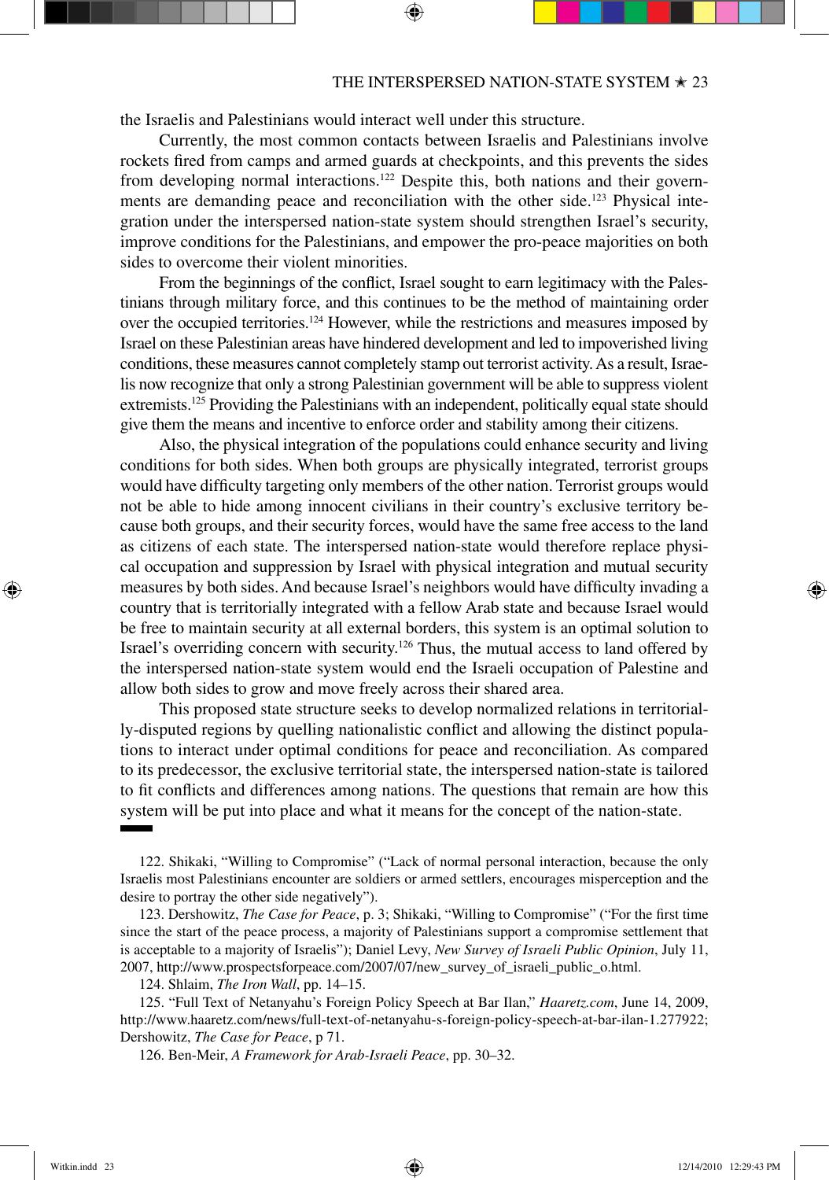the Israelis and Palestinians would interact well under this structure.

Currently, the most common contacts between Israelis and Palestinians involve rockets fired from camps and armed guards at checkpoints, and this prevents the sides from developing normal interactions.[122] Despite this, both nations and their governments are demanding peace and reconciliation with the other side.[123] Physical integration under the interspersed nation-state system should strengthen Israel's security, improve conditions for the Palestinians, and empower the pro-peace majorities on both sides to overcome their violent minorities.

From the beginnings of the conflict, Israel sought to earn legitimacy with the Palestinians through military force, and this continues to be the method of maintaining order over the occupied territories.[124] However, while the restrictions and measures imposed by Israel on these Palestinian areas have hindered development and led to impoverished living conditions, these measures cannot completely stamp out terrorist activity. As a result, Israelis now recognize that only a strong Palestinian government will be able to suppress violent extremists.[125] Providing the Palestinians with an independent, politically equal state should give them the means and incentive to enforce order and stability among their citizens.

Also, the physical integration of the populations could enhance security and living conditions for both sides. When both groups are physically integrated, terrorist groups would have difficulty targeting only members of the other nation. Terrorist groups would not be able to hide among innocent civilians in their country's exclusive territory because both groups, and their security forces, would have the same free access to the land as citizens of each state. The interspersed nation-state would therefore replace physical occupation and suppression by Israel with physical integration and mutual security measures by both sides. And because Israel's neighbors would have difficulty invading a country that is territorially integrated with a fellow Arab state and because Israel would be free to maintain security at all external borders, this system is an optimal solution to Israel's overriding concern with security.[126] Thus, the mutual access to land offered by the interspersed nation-state system would end the Israeli occupation of Palestine and allow both sides to grow and move freely across their shared area.

This proposed state structure seeks to develop normalized relations in territorially-disputed regions by quelling nationalistic conflict and allowing the distinct populations to interact under optimal conditions for peace and reconciliation. As compared to its predecessor, the exclusive territorial state, the interspersed nation-state is tailored to fit conflicts and differences among nations. The questions that remain are how this system will be put into place and what it means for the concept of the nation-state.

---

122. Shikaki, "Willing to Compromise" ("Lack of normal personal interaction, because the only Israelis most Palestinians encounter are soldiers or armed settlers, encourages misperception and the desire to portray the other side negatively").

123. Dershowitz, *The Case for Peace*, p. 3; Shikaki, "Willing to Compromise" ("For the first time since the start of the peace process, a majority of Palestinians support a compromise settlement that is acceptable to a majority of Israelis"); Daniel Levy, *New Survey of Israeli Public Opinion*, July 11, 2007, http://www.prospectsforpeace.com/2007/07/new_survey_of_israeli_public_o.html.

124. Shlaim, *The Iron Wall*, pp. 14–15.

125. "Full Text of Netanyahu's Foreign Policy Speech at Bar Ilan," *Haaretz.com*, June 14, 2009, http://www.haaretz.com/news/full-text-of-netanyahu-s-foreign-policy-speech-at-bar-ilan-1.277922; Dershowitz, *The Case for Peace*, p 71.

126. Ben-Meir, *A Framework for Arab-Israeli Peace*, pp. 30–32.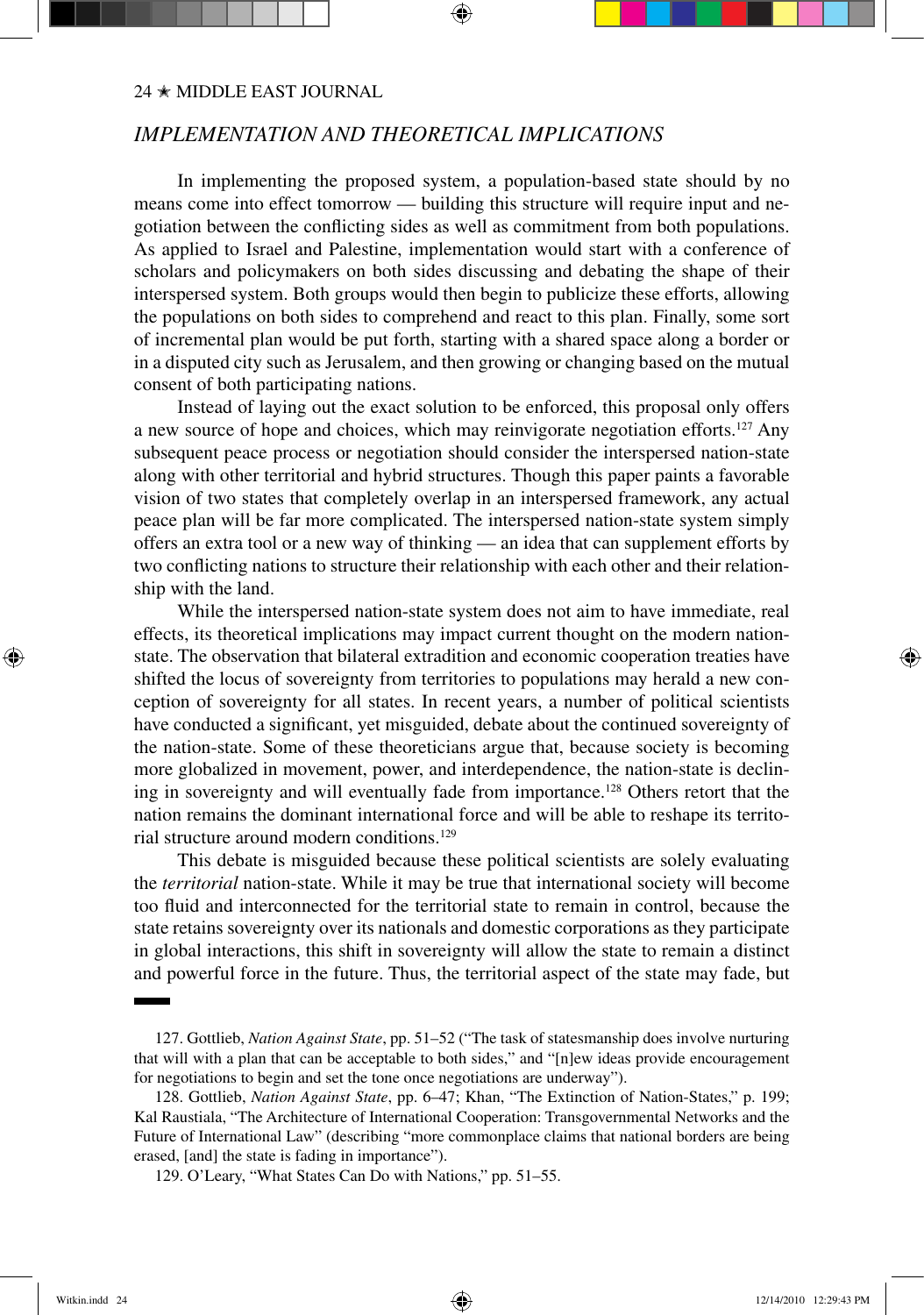## *IMPLEMENTATION AND THEORETICAL IMPLICATIONS*

In implementing the proposed system, a population-based state should by no means come into effect tomorrow — building this structure will require input and negotiation between the conflicting sides as well as commitment from both populations. As applied to Israel and Palestine, implementation would start with a conference of scholars and policymakers on both sides discussing and debating the shape of their interspersed system. Both groups would then begin to publicize these efforts, allowing the populations on both sides to comprehend and react to this plan. Finally, some sort of incremental plan would be put forth, starting with a shared space along a border or in a disputed city such as Jerusalem, and then growing or changing based on the mutual consent of both participating nations.

Instead of laying out the exact solution to be enforced, this proposal only offers a new source of hope and choices, which may reinvigorate negotiation efforts.[127] Any subsequent peace process or negotiation should consider the interspersed nation-state along with other territorial and hybrid structures. Though this paper paints a favorable vision of two states that completely overlap in an interspersed framework, any actual peace plan will be far more complicated. The interspersed nation-state system simply offers an extra tool or a new way of thinking — an idea that can supplement efforts by two conflicting nations to structure their relationship with each other and their relationship with the land.

While the interspersed nation-state system does not aim to have immediate, real effects, its theoretical implications may impact current thought on the modern nation-state. The observation that bilateral extradition and economic cooperation treaties have shifted the locus of sovereignty from territories to populations may herald a new conception of sovereignty for all states. In recent years, a number of political scientists have conducted a significant, yet misguided, debate about the continued sovereignty of the nation-state. Some of these theoreticians argue that, because society is becoming more globalized in movement, power, and interdependence, the nation-state is declining in sovereignty and will eventually fade from importance.[128] Others retort that the nation remains the dominant international force and will be able to reshape its territorial structure around modern conditions.[129]

This debate is misguided because these political scientists are solely evaluating the *territorial* nation-state. While it may be true that international society will become too fluid and interconnected for the territorial state to remain in control, because the state retains sovereignty over its nationals and domestic corporations as they participate in global interactions, this shift in sovereignty will allow the state to remain a distinct and powerful force in the future. Thus, the territorial aspect of the state may fade, but

---

127. Gottlieb, *Nation Against State*, pp. 51–52 ("The task of statesmanship does involve nurturing that will with a plan that can be acceptable to both sides," and "[n]ew ideas provide encouragement for negotiations to begin and set the tone once negotiations are underway").

128. Gottlieb, *Nation Against State*, pp. 6–47; Khan, "The Extinction of Nation-States," p. 199; Kal Raustiala, "The Architecture of International Cooperation: Transgovernmental Networks and the Future of International Law" (describing "more commonplace claims that national borders are being erased, [and] the state is fading in importance").

129. O'Leary, "What States Can Do with Nations," pp. 51–55.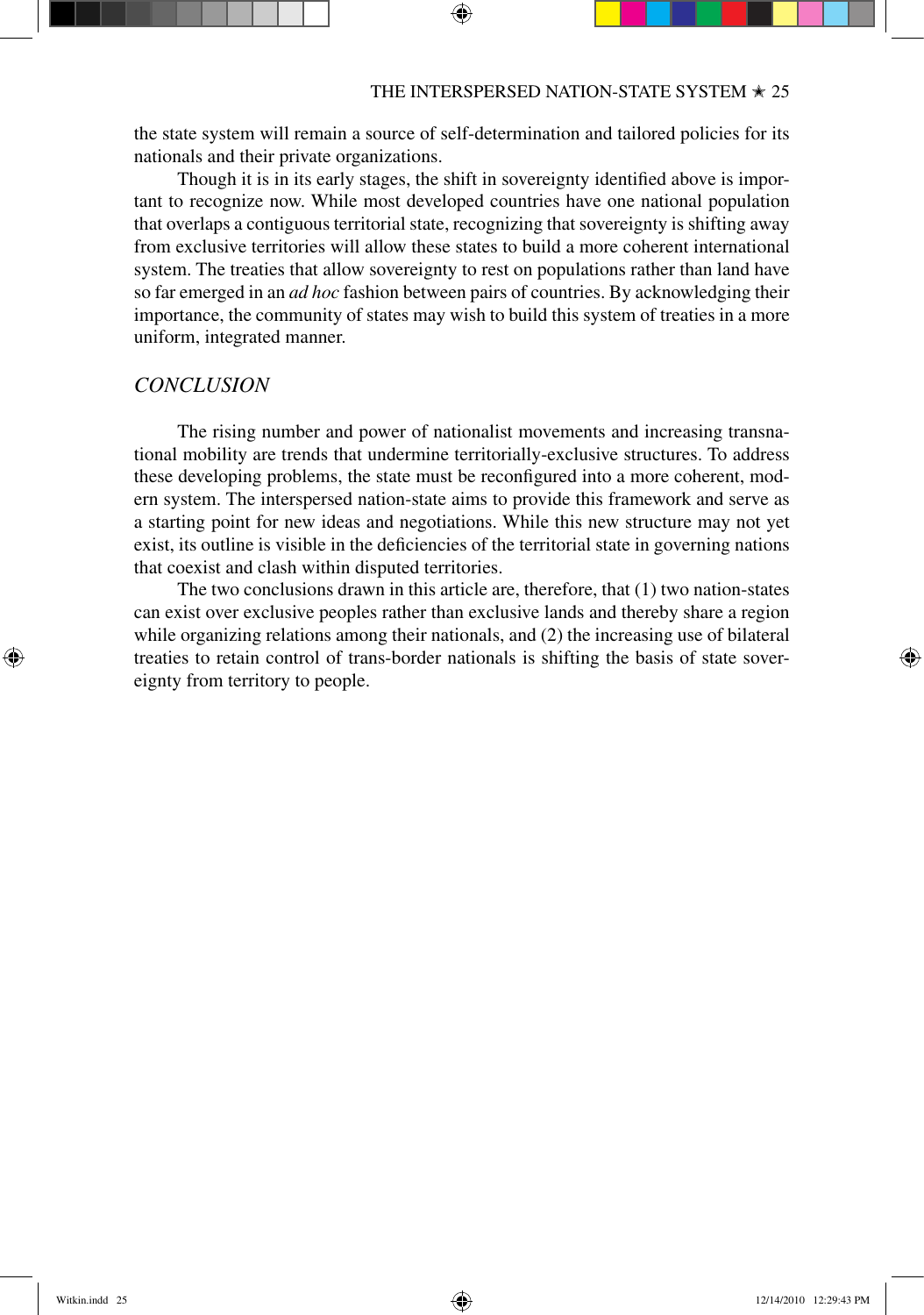the state system will remain a source of self-determination and tailored policies for its nationals and their private organizations.

Though it is in its early stages, the shift in sovereignty identified above is important to recognize now. While most developed countries have one national population that overlaps a contiguous territorial state, recognizing that sovereignty is shifting away from exclusive territories will allow these states to build a more coherent international system. The treaties that allow sovereignty to rest on populations rather than land have so far emerged in an *ad hoc* fashion between pairs of countries. By acknowledging their importance, the community of states may wish to build this system of treaties in a more uniform, integrated manner.

## *CONCLUSION*

The rising number and power of nationalist movements and increasing transnational mobility are trends that undermine territorially-exclusive structures. To address these developing problems, the state must be reconfigured into a more coherent, modern system. The interspersed nation-state aims to provide this framework and serve as a starting point for new ideas and negotiations. While this new structure may not yet exist, its outline is visible in the deficiencies of the territorial state in governing nations that coexist and clash within disputed territories.

The two conclusions drawn in this article are, therefore, that (1) two nation-states can exist over exclusive peoples rather than exclusive lands and thereby share a region while organizing relations among their nationals, and (2) the increasing use of bilateral treaties to retain control of trans-border nationals is shifting the basis of state sovereignty from territory to people.